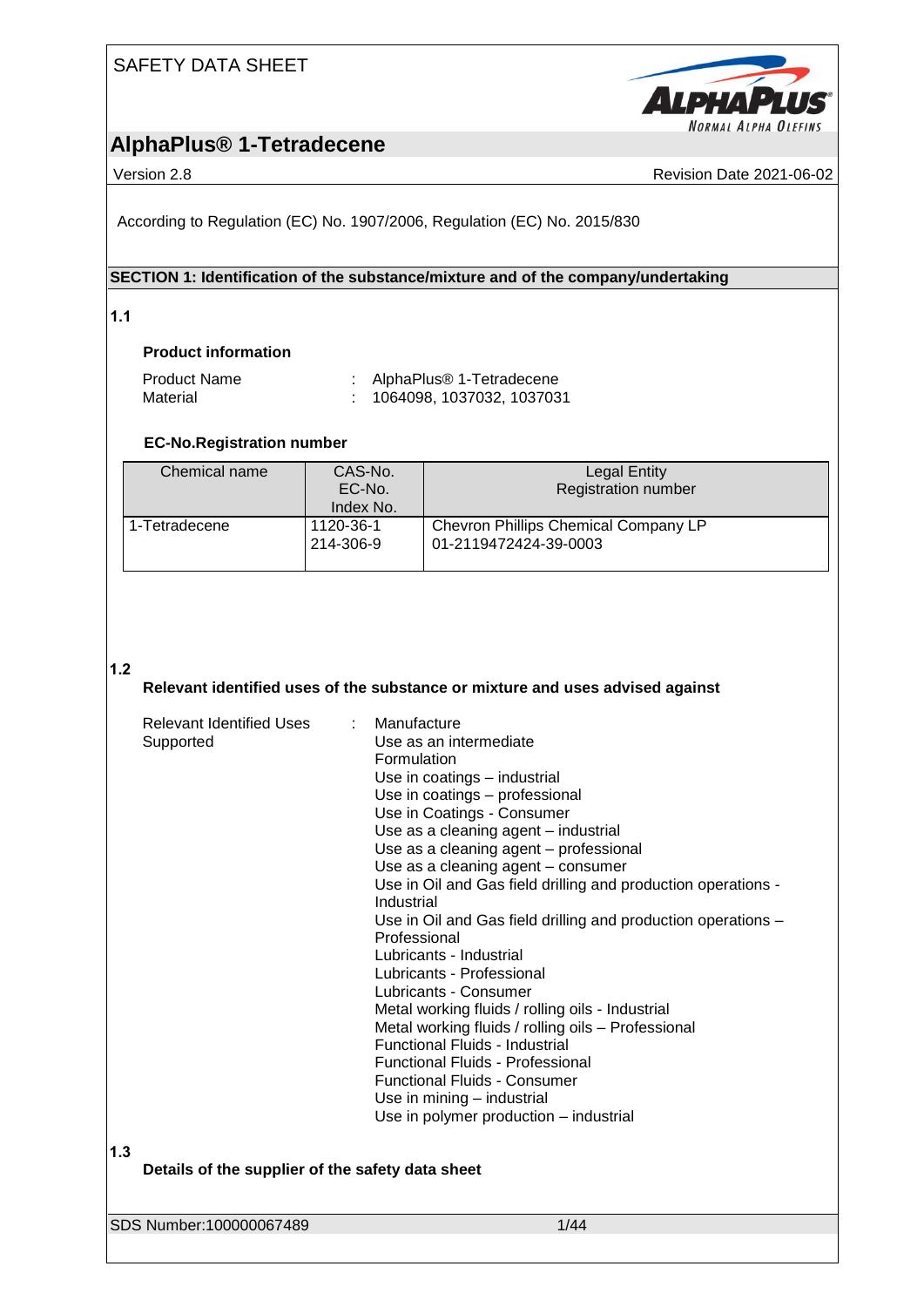SAFETY DATA SHEET

# AlphaPlus® 1-Tetradecene

Version 2.8 | Revision Date 2021-06-02

According to Regulation (EC) No. 1907/2006, Regulation (EC) No. 2015/830

## SECTION 1: Identification of the substance/mixture and of the company/undertaking

**1.1**

**Product information**

Product Name : AlphaPlus® 1-Tetradecene
Material : 1064098, 1037032, 1037031

**EC-No.Registration number**

| Chemical name | CAS-No.<br>EC-No.<br>Index No. | Legal Entity<br>Registration number |
|---|---|---|
| 1-Tetradecene | 1120-36-1<br>214-306-9 | Chevron Phillips Chemical Company LP<br>01-2119472424-39-0003 |

**1.2**

**Relevant identified uses of the substance or mixture and uses advised against**

Relevant Identified Uses Supported :
- Manufacture
- Use as an intermediate
- Formulation
- Use in coatings – industrial
- Use in coatings – professional
- Use in Coatings - Consumer
- Use as a cleaning agent – industrial
- Use as a cleaning agent – professional
- Use as a cleaning agent – consumer
- Use in Oil and Gas field drilling and production operations - Industrial
- Use in Oil and Gas field drilling and production operations – Professional
- Lubricants - Industrial
- Lubricants - Professional
- Lubricants - Consumer
- Metal working fluids / rolling oils - Industrial
- Metal working fluids / rolling oils – Professional
- Functional Fluids - Industrial
- Functional Fluids - Professional
- Functional Fluids - Consumer
- Use in mining – industrial
- Use in polymer production – industrial

**1.3**

**Details of the supplier of the safety data sheet**

SDS Number:100000067489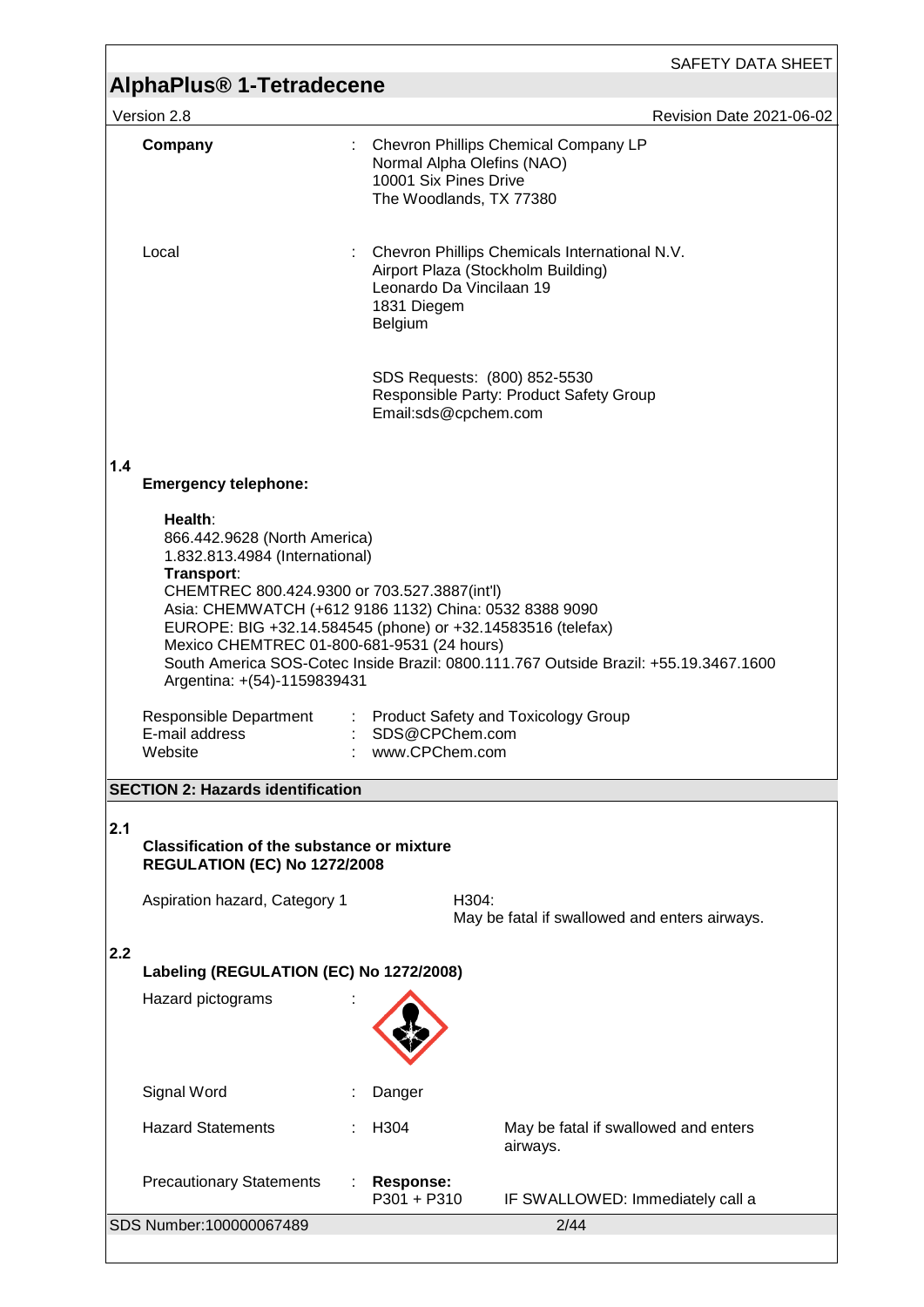**Company** : Chevron Phillips Chemical Company LP
Normal Alpha Olefins (NAO)
10001 Six Pines Drive
The Woodlands, TX 77380

Local : Chevron Phillips Chemicals International N.V.
Airport Plaza (Stockholm Building)
Leonardo Da Vincilaan 19
1831 Diegem
Belgium

SDS Requests: (800) 852-5530
Responsible Party: Product Safety Group
Email:sds@cpchem.com

**1.4**

**Emergency telephone:**

**Health**:
866.442.9628 (North America)
1.832.813.4984 (International)
**Transport**:
CHEMTREC 800.424.9300 or 703.527.3887(int'l)
Asia: CHEMWATCH (+612 9186 1132) China: 0532 8388 9090
EUROPE: BIG +32.14.584545 (phone) or +32.14583516 (telefax)
Mexico CHEMTREC 01-800-681-9531 (24 hours)
South America SOS-Cotec Inside Brazil: 0800.111.767 Outside Brazil: +55.19.3467.1600
Argentina: +(54)-1159839431

Responsible Department : Product Safety and Toxicology Group
E-mail address : SDS@CPChem.com
Website : www.CPChem.com

## SECTION 2: Hazards identification

**2.1**

**Classification of the substance or mixture**
**REGULATION (EC) No 1272/2008**

Aspiration hazard, Category 1 — H304:
May be fatal if swallowed and enters airways.

**2.2**

**Labeling (REGULATION (EC) No 1272/2008)**

Hazard pictograms :

Signal Word : Danger

Hazard Statements : H304 May be fatal if swallowed and enters airways.

Precautionary Statements : **Response:**
P301 + P310 IF SWALLOWED: Immediately call a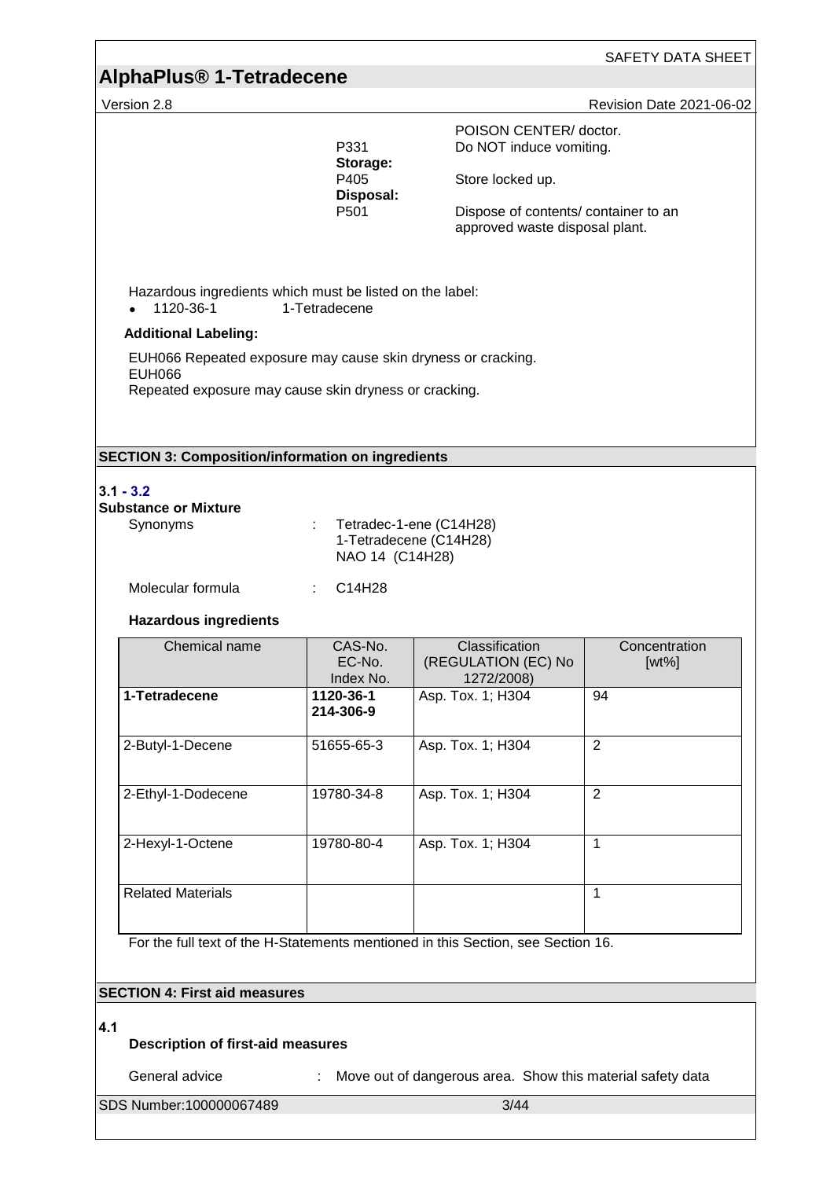| | |
|---|---|
| | POISON CENTER/ doctor. |
| P331 | Do NOT induce vomiting. |
| **Storage:** | |
| P405 | Store locked up. |
| **Disposal:** | |
| P501 | Dispose of contents/ container to an approved waste disposal plant. |

Hazardous ingredients which must be listed on the label:

- 1120-36-1 1-Tetradecene

**Additional Labeling:**

EUH066 Repeated exposure may cause skin dryness or cracking.
EUH066
Repeated exposure may cause skin dryness or cracking.

## SECTION 3: Composition/information on ingredients

**3.1 - 3.2**
**Substance or Mixture**

Synonyms : Tetradec-1-ene (C14H28)
1-Tetradecene (C14H28)
NAO 14 (C14H28)

Molecular formula : C14H28

**Hazardous ingredients**

| Chemical name | CAS-No. EC-No. Index No. | Classification (REGULATION (EC) No 1272/2008) | Concentration [wt%] |
|---|---|---|---|
| **1-Tetradecene** | **1120-36-1** **214-306-9** | Asp. Tox. 1; H304 | 94 |
| 2-Butyl-1-Decene | 51655-65-3 | Asp. Tox. 1; H304 | 2 |
| 2-Ethyl-1-Dodecene | 19780-34-8 | Asp. Tox. 1; H304 | 2 |
| 2-Hexyl-1-Octene | 19780-80-4 | Asp. Tox. 1; H304 | 1 |
| Related Materials | | | 1 |

For the full text of the H-Statements mentioned in this Section, see Section 16.

## SECTION 4: First aid measures

**4.1**

**Description of first-aid measures**

General advice : Move out of dangerous area. Show this material safety data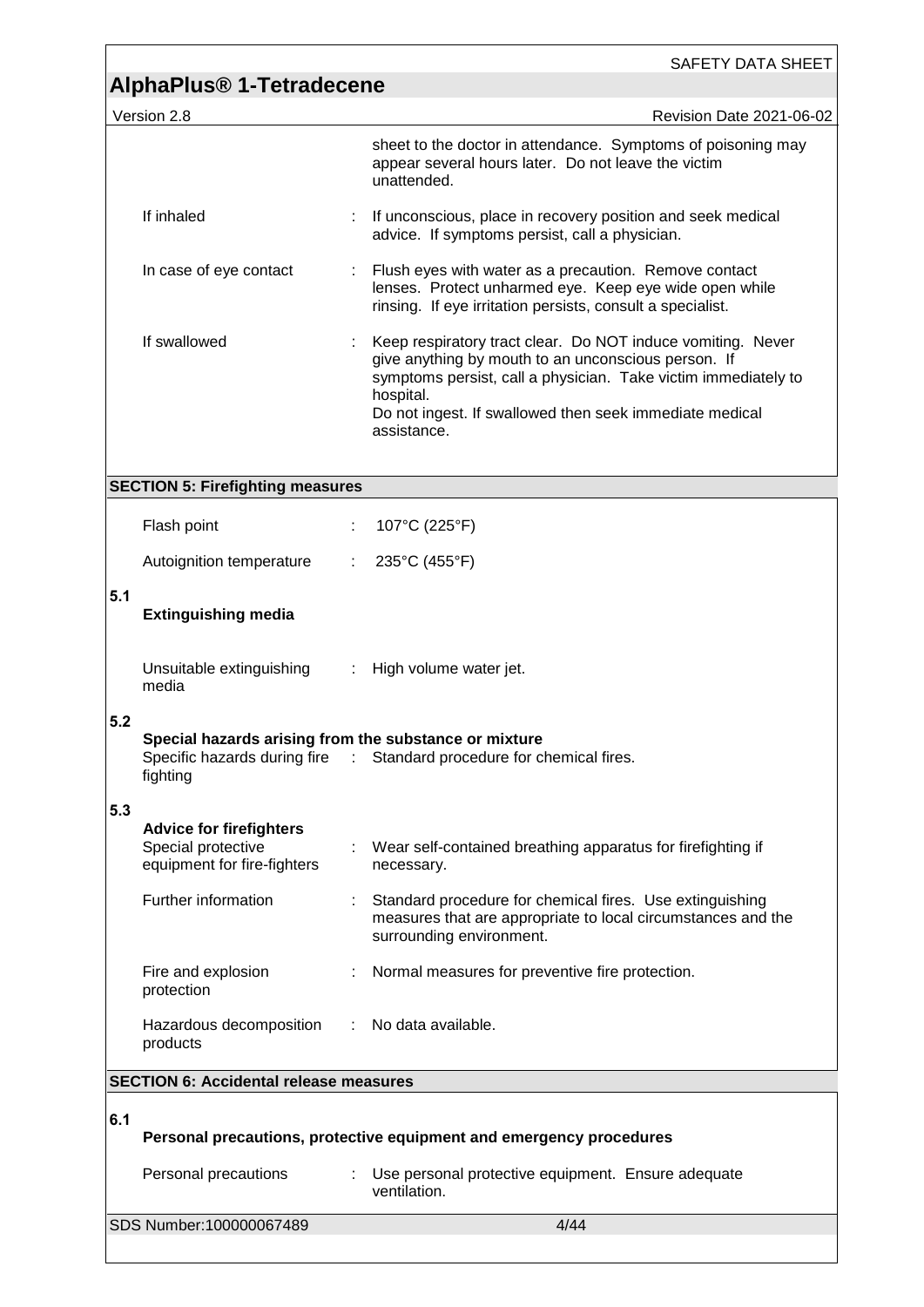sheet to the doctor in attendance. Symptoms of poisoning may appear several hours later. Do not leave the victim unattended.

| | | |
|---|---|---|
| If inhaled | : | If unconscious, place in recovery position and seek medical advice. If symptoms persist, call a physician. |
| In case of eye contact | : | Flush eyes with water as a precaution. Remove contact lenses. Protect unharmed eye. Keep eye wide open while rinsing. If eye irritation persists, consult a specialist. |
| If swallowed | : | Keep respiratory tract clear. Do NOT induce vomiting. Never give anything by mouth to an unconscious person. If symptoms persist, call a physician. Take victim immediately to hospital.<br>Do not ingest. If swallowed then seek immediate medical assistance. |

## SECTION 5: Firefighting measures

| | | |
|---|---|---|
| Flash point | : | 107°C (225°F) |
| Autoignition temperature | : | 235°C (455°F) |

**5.1 Extinguishing media**

| | | |
|---|---|---|
| Unsuitable extinguishing media | : | High volume water jet. |

**5.2 Special hazards arising from the substance or mixture**

| | | |
|---|---|---|
| Specific hazards during fire fighting | : | Standard procedure for chemical fires. |

**5.3 Advice for firefighters**

| | | |
|---|---|---|
| Special protective equipment for fire-fighters | : | Wear self-contained breathing apparatus for firefighting if necessary. |
| Further information | : | Standard procedure for chemical fires. Use extinguishing measures that are appropriate to local circumstances and the surrounding environment. |
| Fire and explosion protection | : | Normal measures for preventive fire protection. |
| Hazardous decomposition products | : | No data available. |

## SECTION 6: Accidental release measures

**6.1 Personal precautions, protective equipment and emergency procedures**

| | | |
|---|---|---|
| Personal precautions | : | Use personal protective equipment. Ensure adequate ventilation. |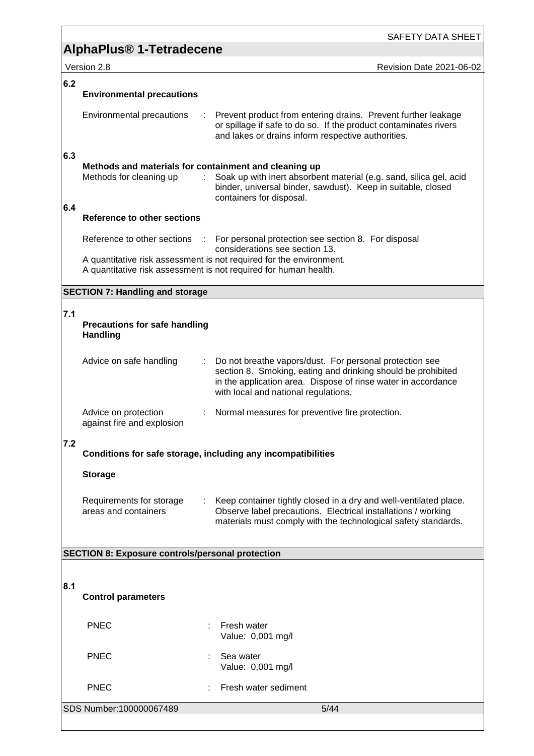### 6.2 Environmental precautions

Environmental precautions : Prevent product from entering drains. Prevent further leakage or spillage if safe to do so. If the product contaminates rivers and lakes or drains inform respective authorities.

### 6.3 Methods and materials for containment and cleaning up

Methods for cleaning up : Soak up with inert absorbent material (e.g. sand, silica gel, acid binder, universal binder, sawdust). Keep in suitable, closed containers for disposal.

### 6.4 Reference to other sections

Reference to other sections : For personal protection see section 8. For disposal considerations see section 13.

A quantitative risk assessment is not required for the environment.
A quantitative risk assessment is not required for human health.

## SECTION 7: Handling and storage

### 7.1 Precautions for safe handling

**Handling**

Advice on safe handling : Do not breathe vapors/dust. For personal protection see section 8. Smoking, eating and drinking should be prohibited in the application area. Dispose of rinse water in accordance with local and national regulations.

Advice on protection against fire and explosion : Normal measures for preventive fire protection.

### 7.2 Conditions for safe storage, including any incompatibilities

**Storage**

Requirements for storage areas and containers : Keep container tightly closed in a dry and well-ventilated place. Observe label precautions. Electrical installations / working materials must comply with the technological safety standards.

## SECTION 8: Exposure controls/personal protection

### 8.1 Control parameters

PNEC : Fresh water
Value: 0,001 mg/l

PNEC : Sea water
Value: 0,001 mg/l

PNEC : Fresh water sediment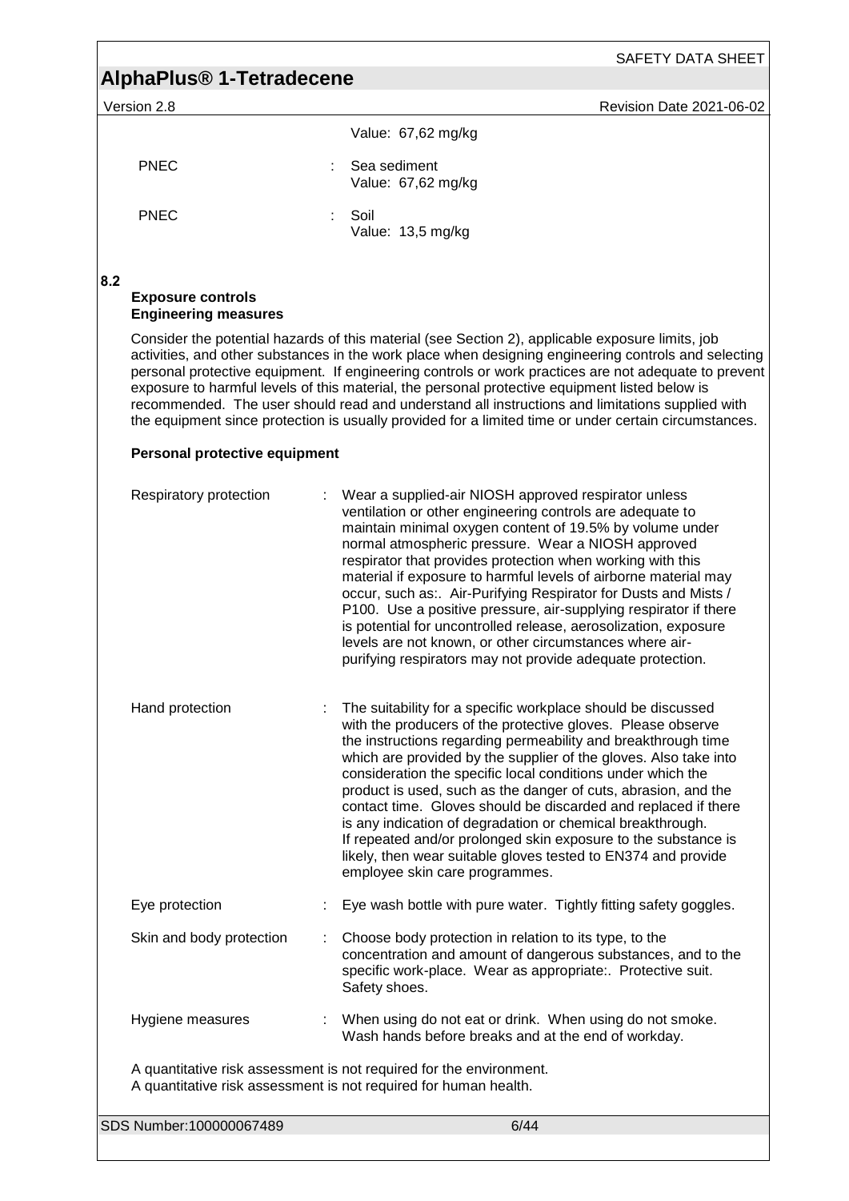Value: 67,62 mg/kg

| | | |
|---|---|---|
| PNEC | : | Sea sediment<br>Value: 67,62 mg/kg |
| PNEC | : | Soil<br>Value: 13,5 mg/kg |

## 8.2 Exposure controls

**Engineering measures**

Consider the potential hazards of this material (see Section 2), applicable exposure limits, job activities, and other substances in the work place when designing engineering controls and selecting personal protective equipment. If engineering controls or work practices are not adequate to prevent exposure to harmful levels of this material, the personal protective equipment listed below is recommended. The user should read and understand all instructions and limitations supplied with the equipment since protection is usually provided for a limited time or under certain circumstances.

**Personal protective equipment**

| | | |
|---|---|---|
| Respiratory protection | : | Wear a supplied-air NIOSH approved respirator unless ventilation or other engineering controls are adequate to maintain minimal oxygen content of 19.5% by volume under normal atmospheric pressure. Wear a NIOSH approved respirator that provides protection when working with this material if exposure to harmful levels of airborne material may occur, such as:. Air-Purifying Respirator for Dusts and Mists / P100. Use a positive pressure, air-supplying respirator if there is potential for uncontrolled release, aerosolization, exposure levels are not known, or other circumstances where air-purifying respirators may not provide adequate protection. |
| Hand protection | : | The suitability for a specific workplace should be discussed with the producers of the protective gloves. Please observe the instructions regarding permeability and breakthrough time which are provided by the supplier of the gloves. Also take into consideration the specific local conditions under which the product is used, such as the danger of cuts, abrasion, and the contact time. Gloves should be discarded and replaced if there is any indication of degradation or chemical breakthrough. If repeated and/or prolonged skin exposure to the substance is likely, then wear suitable gloves tested to EN374 and provide employee skin care programmes. |
| Eye protection | : | Eye wash bottle with pure water. Tightly fitting safety goggles. |
| Skin and body protection | : | Choose body protection in relation to its type, to the concentration and amount of dangerous substances, and to the specific work-place. Wear as appropriate:. Protective suit. Safety shoes. |
| Hygiene measures | : | When using do not eat or drink. When using do not smoke. Wash hands before breaks and at the end of workday. |

A quantitative risk assessment is not required for the environment.
A quantitative risk assessment is not required for human health.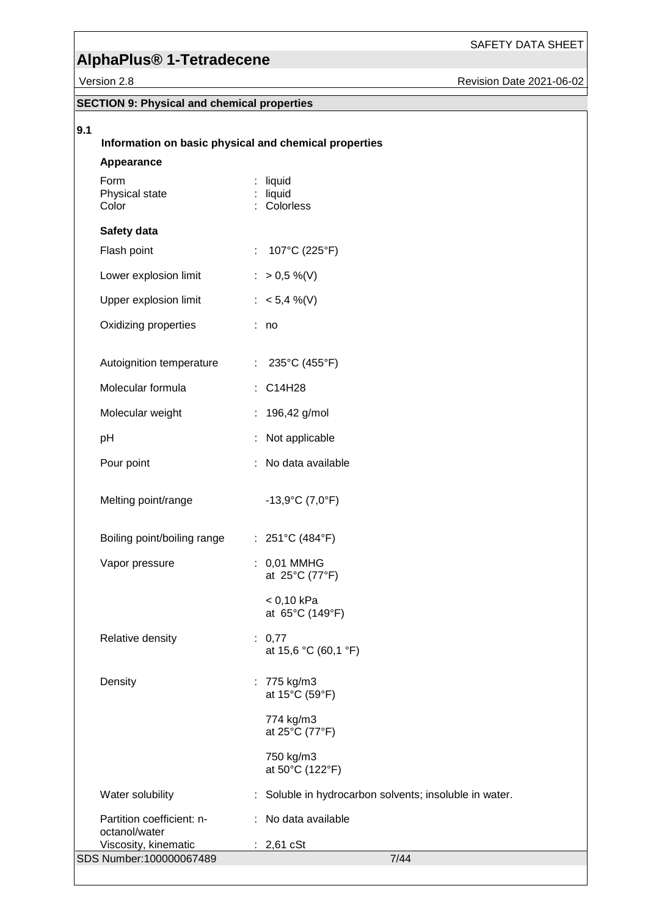## SECTION 9: Physical and chemical properties

**9.1** **Information on basic physical and chemical properties**

**Appearance**

| | |
|---|---|
| Form | : liquid |
| Physical state | : liquid |
| Color | : Colorless |

**Safety data**

| | |
|---|---|
| Flash point | : 107°C (225°F) |
| Lower explosion limit | : > 0,5 %(V) |
| Upper explosion limit | : < 5,4 %(V) |
| Oxidizing properties | : no |
| Autoignition temperature | : 235°C (455°F) |
| Molecular formula | : $C_{14}H_{28}$ |
| Molecular weight | : 196,42 g/mol |
| pH | : Not applicable |
| Pour point | : No data available |
| Melting point/range | -13,9°C (7,0°F) |
| Boiling point/boiling range | : 251°C (484°F) |
| Vapor pressure | : 0,01 MMHG at 25°C (77°F) |
| | < 0,10 kPa at 65°C (149°F) |
| Relative density | : 0,77 at 15,6 °C (60,1 °F) |
| Density | : 775 kg/m3 at 15°C (59°F) |
| | 774 kg/m3 at 25°C (77°F) |
| | 750 kg/m3 at 50°C (122°F) |
| Water solubility | : Soluble in hydrocarbon solvents; insoluble in water. |
| Partition coefficient: n-octanol/water | : No data available |
| Viscosity, kinematic | : 2,61 cSt |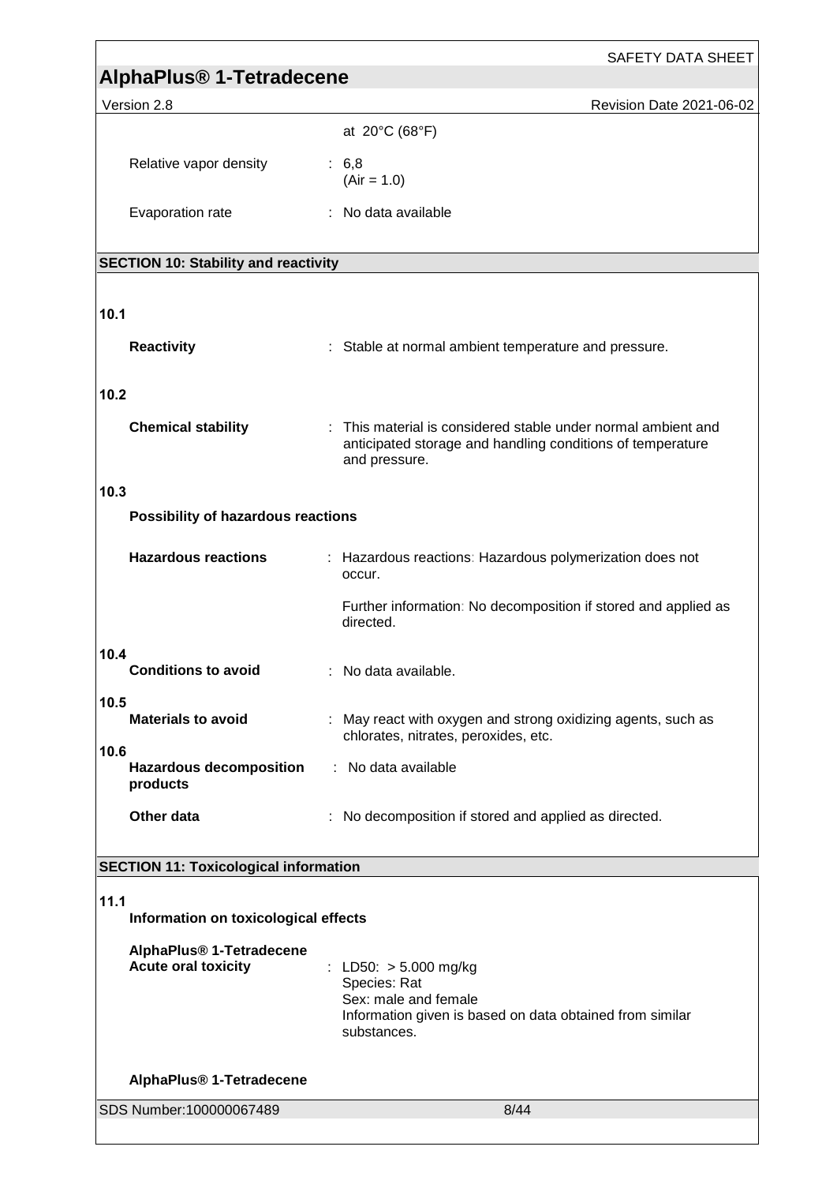at 20°C (68°F)

Relative vapor density : 6,8
(Air = 1.0)

Evaporation rate : No data available

## SECTION 10: Stability and reactivity

**10.1**

**Reactivity** : Stable at normal ambient temperature and pressure.

**10.2**

**Chemical stability** : This material is considered stable under normal ambient and anticipated storage and handling conditions of temperature and pressure.

**10.3**

**Possibility of hazardous reactions**

**Hazardous reactions** : Hazardous reactions: Hazardous polymerization does not occur.

Further information: No decomposition if stored and applied as directed.

**10.4**

**Conditions to avoid** : No data available.

**10.5**

**Materials to avoid** : May react with oxygen and strong oxidizing agents, such as chlorates, nitrates, peroxides, etc.

**10.6**

**Hazardous decomposition products** : No data available

**Other data** : No decomposition if stored and applied as directed.

## SECTION 11: Toxicological information

**11.1**

**Information on toxicological effects**

**AlphaPlus® 1-Tetradecene**

**Acute oral toxicity** : LD50: > 5.000 mg/kg
Species: Rat
Sex: male and female
Information given is based on data obtained from similar substances.

**AlphaPlus® 1-Tetradecene**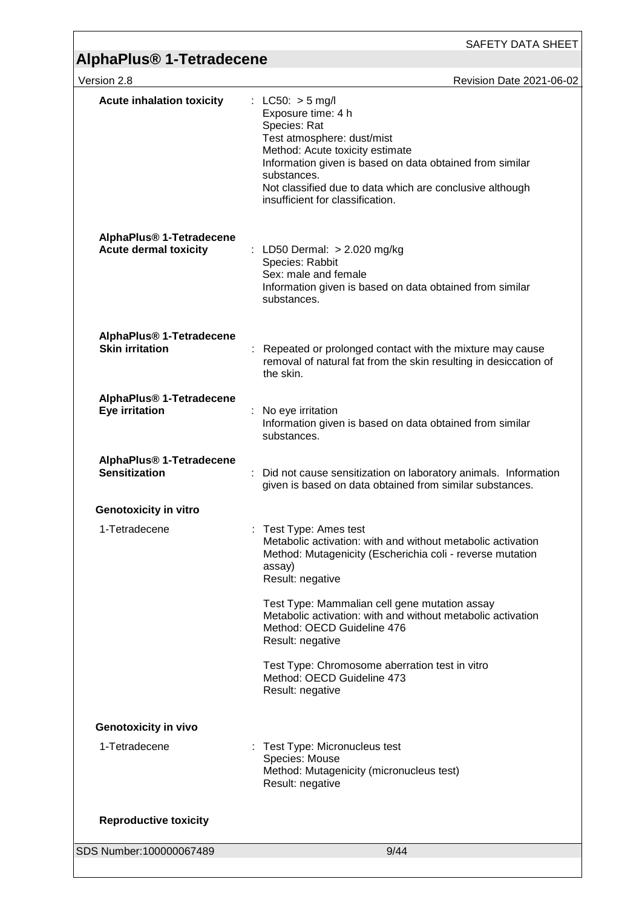**Acute inhalation toxicity** : LC50: > 5 mg/l
Exposure time: 4 h
Species: Rat
Test atmosphere: dust/mist
Method: Acute toxicity estimate
Information given is based on data obtained from similar substances.
Not classified due to data which are conclusive although insufficient for classification.

**AlphaPlus® 1-Tetradecene**
**Acute dermal toxicity** : LD50 Dermal: > 2.020 mg/kg
Species: Rabbit
Sex: male and female
Information given is based on data obtained from similar substances.

**AlphaPlus® 1-Tetradecene**
**Skin irritation** : Repeated or prolonged contact with the mixture may cause removal of natural fat from the skin resulting in desiccation of the skin.

**AlphaPlus® 1-Tetradecene**
**Eye irritation** : No eye irritation
Information given is based on data obtained from similar substances.

**AlphaPlus® 1-Tetradecene**
**Sensitization** : Did not cause sensitization on laboratory animals. Information given is based on data obtained from similar substances.

**Genotoxicity in vitro**

1-Tetradecene : Test Type: Ames test
Metabolic activation: with and without metabolic activation
Method: Mutagenicity (Escherichia coli - reverse mutation assay)
Result: negative

Test Type: Mammalian cell gene mutation assay
Metabolic activation: with and without metabolic activation
Method: OECD Guideline 476
Result: negative

Test Type: Chromosome aberration test in vitro
Method: OECD Guideline 473
Result: negative

**Genotoxicity in vivo**

1-Tetradecene : Test Type: Micronucleus test
Species: Mouse
Method: Mutagenicity (micronucleus test)
Result: negative

**Reproductive toxicity**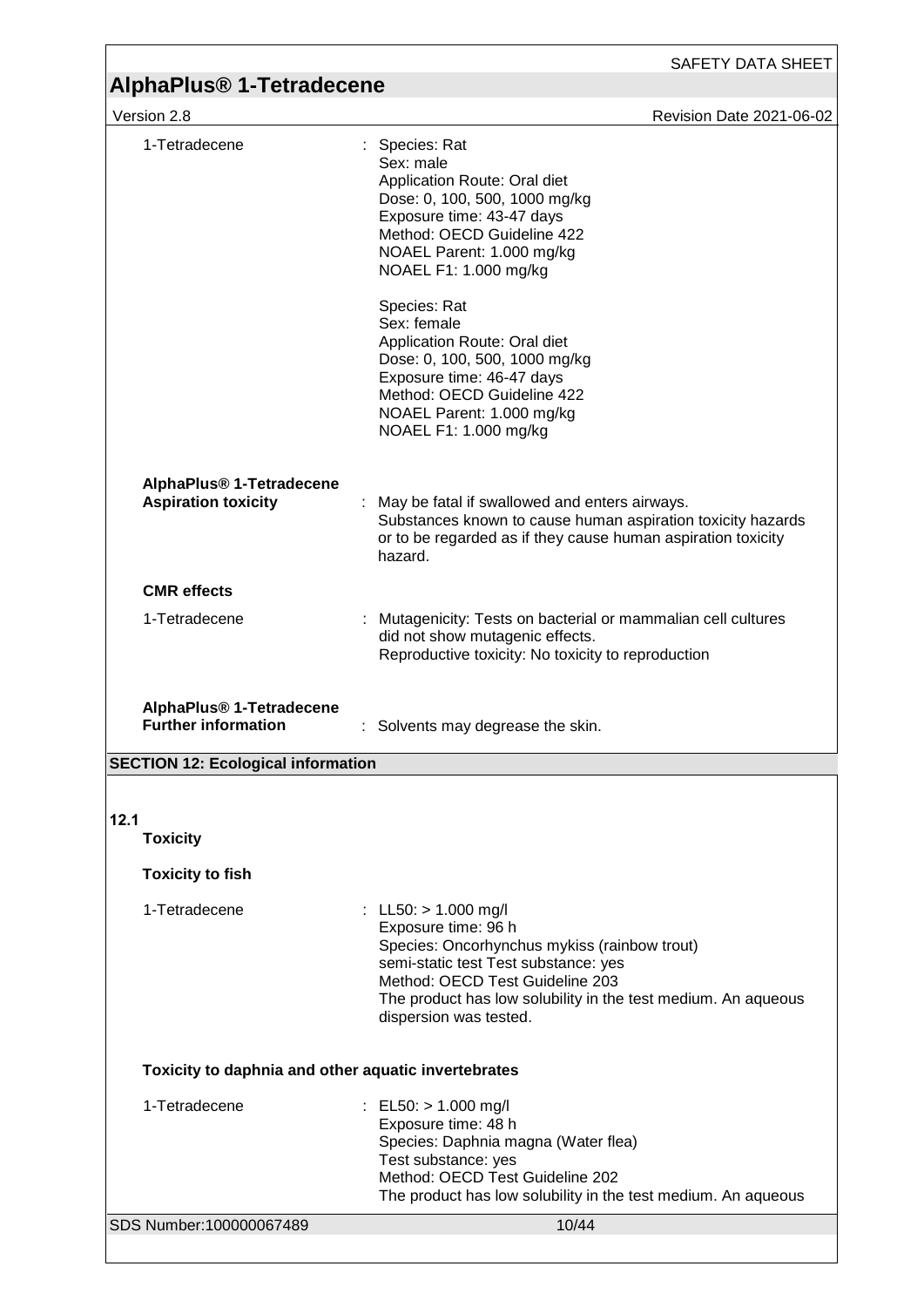| | |
|---|---|
| 1-Tetradecene | : Species: Rat<br>Sex: male<br>Application Route: Oral diet<br>Dose: 0, 100, 500, 1000 mg/kg<br>Exposure time: 43-47 days<br>Method: OECD Guideline 422<br>NOAEL Parent: 1.000 mg/kg<br>NOAEL F1: 1.000 mg/kg<br><br>Species: Rat<br>Sex: female<br>Application Route: Oral diet<br>Dose: 0, 100, 500, 1000 mg/kg<br>Exposure time: 46-47 days<br>Method: OECD Guideline 422<br>NOAEL Parent: 1.000 mg/kg<br>NOAEL F1: 1.000 mg/kg |

**AlphaPlus® 1-Tetradecene**
**Aspiration toxicity** : May be fatal if swallowed and enters airways.
Substances known to cause human aspiration toxicity hazards or to be regarded as if they cause human aspiration toxicity hazard.

**CMR effects**

1-Tetradecene : Mutagenicity: Tests on bacterial or mammalian cell cultures did not show mutagenic effects.
Reproductive toxicity: No toxicity to reproduction

**AlphaPlus® 1-Tetradecene**
**Further information** : Solvents may degrease the skin.

## SECTION 12: Ecological information

### 12.1 Toxicity

**Toxicity to fish**

1-Tetradecene : LL50: > 1.000 mg/l
Exposure time: 96 h
Species: Oncorhynchus mykiss (rainbow trout)
semi-static test Test substance: yes
Method: OECD Test Guideline 203
The product has low solubility in the test medium. An aqueous dispersion was tested.

**Toxicity to daphnia and other aquatic invertebrates**

1-Tetradecene : EL50: > 1.000 mg/l
Exposure time: 48 h
Species: Daphnia magna (Water flea)
Test substance: yes
Method: OECD Test Guideline 202
The product has low solubility in the test medium. An aqueous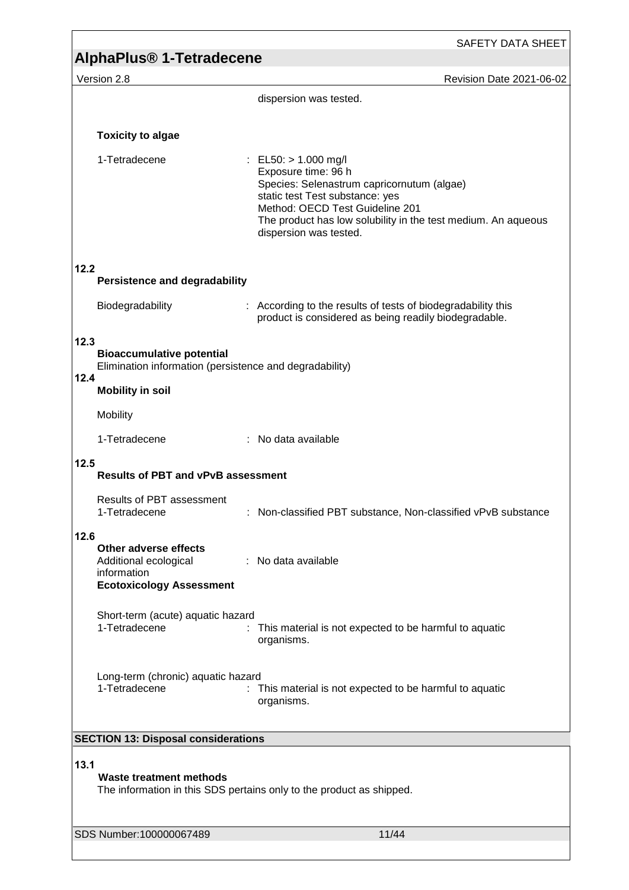dispersion was tested.

**Toxicity to algae**

| | |
|---|---|
| 1-Tetradecene | : EL50: > 1.000 mg/l<br>Exposure time: 96 h<br>Species: Selenastrum capricornutum (algae)<br>static test Test substance: yes<br>Method: OECD Test Guideline 201<br>The product has low solubility in the test medium. An aqueous dispersion was tested. |

## 12.2 Persistence and degradability

| | |
|---|---|
| Biodegradability | : According to the results of tests of biodegradability this product is considered as being readily biodegradable. |

## 12.3 Bioaccumulative potential

Elimination information (persistence and degradability)

## 12.4 Mobility in soil

Mobility

| | |
|---|---|
| 1-Tetradecene | : No data available |

## 12.5 Results of PBT and vPvB assessment

| | |
|---|---|
| Results of PBT assessment<br>1-Tetradecene | : Non-classified PBT substance, Non-classified vPvB substance |

## 12.6 Other adverse effects

| | |
|---|---|
| Additional ecological information | : No data available |

**Ecotoxicology Assessment**

| | |
|---|---|
| Short-term (acute) aquatic hazard<br>1-Tetradecene | : This material is not expected to be harmful to aquatic organisms. |
| Long-term (chronic) aquatic hazard<br>1-Tetradecene | : This material is not expected to be harmful to aquatic organisms. |

# SECTION 13: Disposal considerations

## 13.1 Waste treatment methods

The information in this SDS pertains only to the product as shipped.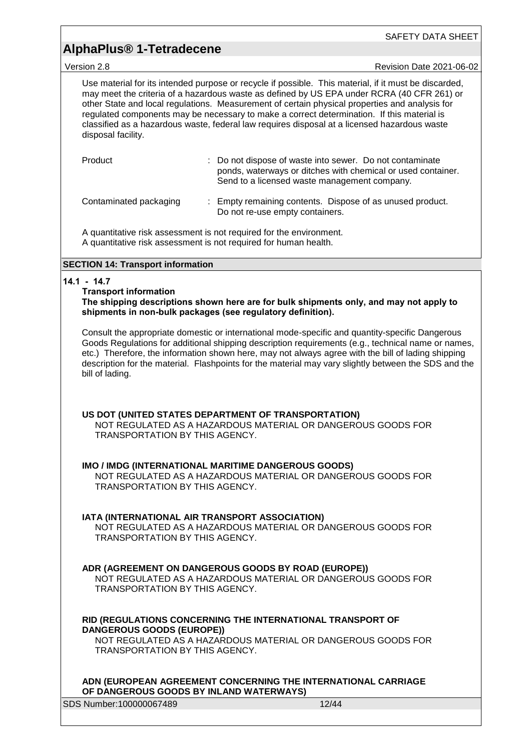Use material for its intended purpose or recycle if possible. This material, if it must be discarded, may meet the criteria of a hazardous waste as defined by US EPA under RCRA (40 CFR 261) or other State and local regulations. Measurement of certain physical properties and analysis for regulated components may be necessary to make a correct determination. If this material is classified as a hazardous waste, federal law requires disposal at a licensed hazardous waste disposal facility.

| | |
|---|---|
| Product | : Do not dispose of waste into sewer. Do not contaminate ponds, waterways or ditches with chemical or used container. Send to a licensed waste management company. |
| Contaminated packaging | : Empty remaining contents. Dispose of as unused product. Do not re-use empty containers. |

A quantitative risk assessment is not required for the environment.
A quantitative risk assessment is not required for human health.

## SECTION 14: Transport information

**14.1 - 14.7**

**Transport information**

**The shipping descriptions shown here are for bulk shipments only, and may not apply to shipments in non-bulk packages (see regulatory definition).**

Consult the appropriate domestic or international mode-specific and quantity-specific Dangerous Goods Regulations for additional shipping description requirements (e.g., technical name or names, etc.) Therefore, the information shown here, may not always agree with the bill of lading shipping description for the material. Flashpoints for the material may vary slightly between the SDS and the bill of lading.

**US DOT (UNITED STATES DEPARTMENT OF TRANSPORTATION)**

NOT REGULATED AS A HAZARDOUS MATERIAL OR DANGEROUS GOODS FOR TRANSPORTATION BY THIS AGENCY.

**IMO / IMDG (INTERNATIONAL MARITIME DANGEROUS GOODS)**

NOT REGULATED AS A HAZARDOUS MATERIAL OR DANGEROUS GOODS FOR TRANSPORTATION BY THIS AGENCY.

**IATA (INTERNATIONAL AIR TRANSPORT ASSOCIATION)**

NOT REGULATED AS A HAZARDOUS MATERIAL OR DANGEROUS GOODS FOR TRANSPORTATION BY THIS AGENCY.

**ADR (AGREEMENT ON DANGEROUS GOODS BY ROAD (EUROPE))**

NOT REGULATED AS A HAZARDOUS MATERIAL OR DANGEROUS GOODS FOR TRANSPORTATION BY THIS AGENCY.

**RID (REGULATIONS CONCERNING THE INTERNATIONAL TRANSPORT OF DANGEROUS GOODS (EUROPE))**

NOT REGULATED AS A HAZARDOUS MATERIAL OR DANGEROUS GOODS FOR TRANSPORTATION BY THIS AGENCY.

**ADN (EUROPEAN AGREEMENT CONCERNING THE INTERNATIONAL CARRIAGE OF DANGEROUS GOODS BY INLAND WATERWAYS)**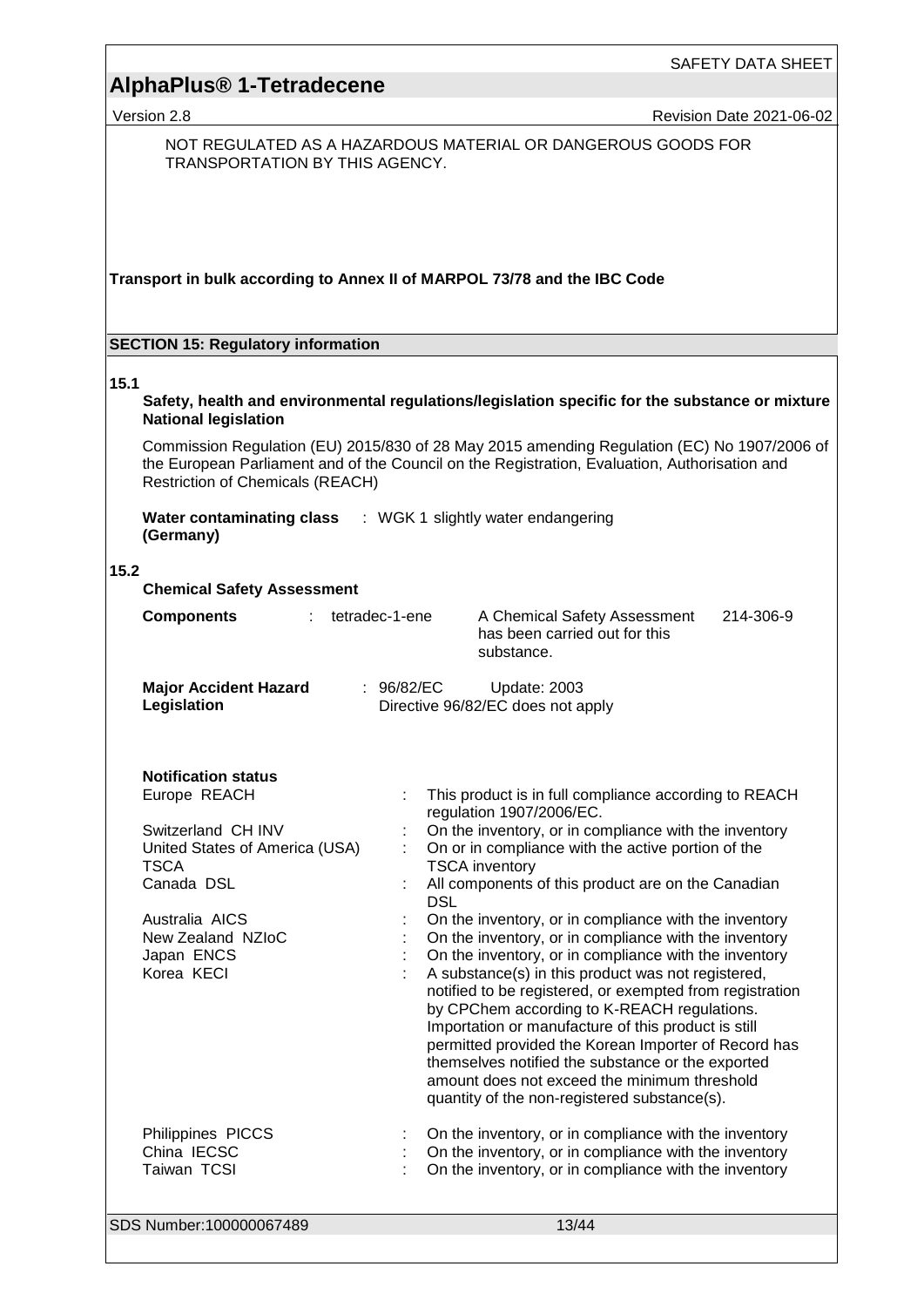NOT REGULATED AS A HAZARDOUS MATERIAL OR DANGEROUS GOODS FOR TRANSPORTATION BY THIS AGENCY.

**Transport in bulk according to Annex II of MARPOL 73/78 and the IBC Code**

## SECTION 15: Regulatory information

**15.1**

**Safety, health and environmental regulations/legislation specific for the substance or mixture**

**National legislation**

Commission Regulation (EU) 2015/830 of 28 May 2015 amending Regulation (EC) No 1907/2006 of the European Parliament and of the Council on the Registration, Evaluation, Authorisation and Restriction of Chemicals (REACH)

**Water contaminating class (Germany)** : WGK 1 slightly water endangering

**15.2**

**Chemical Safety Assessment**

| **Components** | : tetradec-1-ene | A Chemical Safety Assessment has been carried out for this substance. | 214-306-9 |
|---|---|---|---|

**Major Accident Hazard Legislation** : 96/82/EC Update: 2003
Directive 96/82/EC does not apply

**Notification status**

| | | |
|---|---|---|
| Europe REACH | : | This product is in full compliance according to REACH regulation 1907/2006/EC. |
| Switzerland CH INV | : | On the inventory, or in compliance with the inventory |
| United States of America (USA) TSCA | : | On or in compliance with the active portion of the TSCA inventory |
| Canada DSL | : | All components of this product are on the Canadian DSL |
| Australia AICS | : | On the inventory, or in compliance with the inventory |
| New Zealand NZIoC | : | On the inventory, or in compliance with the inventory |
| Japan ENCS | : | On the inventory, or in compliance with the inventory |
| Korea KECI | : | A substance(s) in this product was not registered, notified to be registered, or exempted from registration by CPChem according to K-REACH regulations. Importation or manufacture of this product is still permitted provided the Korean Importer of Record has themselves notified the substance or the exported amount does not exceed the minimum threshold quantity of the non-registered substance(s). |
| Philippines PICCS | : | On the inventory, or in compliance with the inventory |
| China IECSC | : | On the inventory, or in compliance with the inventory |
| Taiwan TCSI | : | On the inventory, or in compliance with the inventory |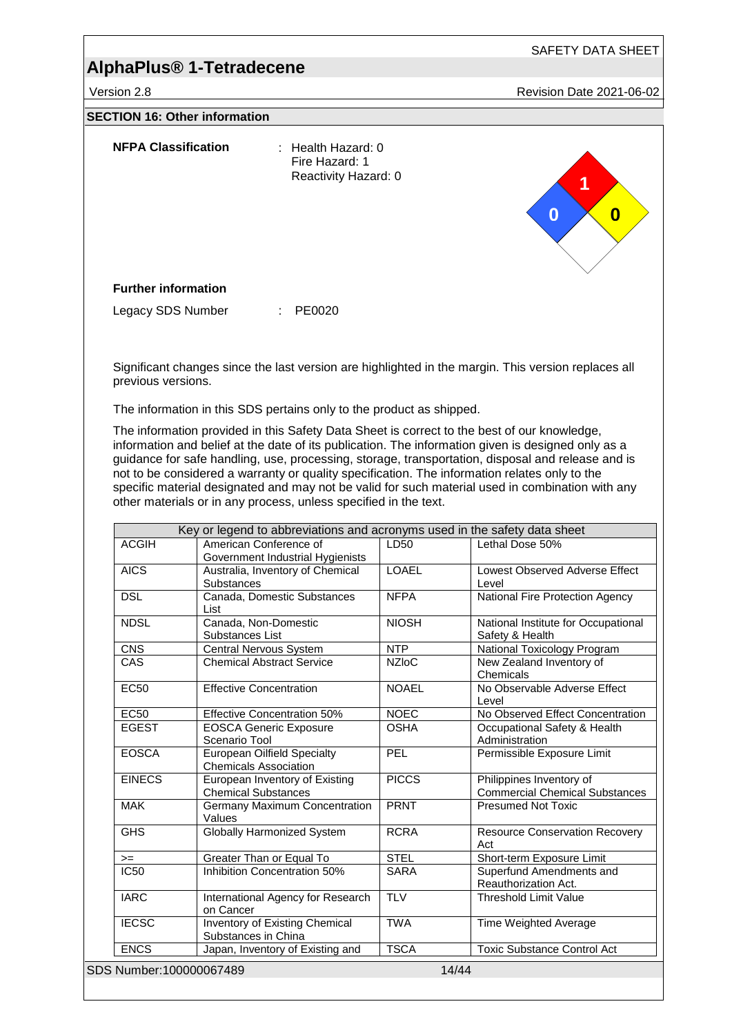## SECTION 16: Other information

**NFPA Classification** : Health Hazard: 0
Fire Hazard: 1
Reactivity Hazard: 0

**Further information**

Legacy SDS Number : PE0020

Significant changes since the last version are highlighted in the margin. This version replaces all previous versions.

The information in this SDS pertains only to the product as shipped.

The information provided in this Safety Data Sheet is correct to the best of our knowledge, information and belief at the date of its publication. The information given is designed only as a guidance for safe handling, use, processing, storage, transportation, disposal and release and is not to be considered a warranty or quality specification. The information relates only to the specific material designated and may not be valid for such material used in combination with any other materials or in any process, unless specified in the text.

| Key or legend to abbreviations and acronyms used in the safety data sheet | | | |
|---|---|---|---|
| ACGIH | American Conference of Government Industrial Hygienists | LD50 | Lethal Dose 50% |
| AICS | Australia, Inventory of Chemical Substances | LOAEL | Lowest Observed Adverse Effect Level |
| DSL | Canada, Domestic Substances List | NFPA | National Fire Protection Agency |
| NDSL | Canada, Non-Domestic Substances List | NIOSH | National Institute for Occupational Safety & Health |
| CNS | Central Nervous System | NTP | National Toxicology Program |
| CAS | Chemical Abstract Service | NZIoC | New Zealand Inventory of Chemicals |
| EC50 | Effective Concentration | NOAEL | No Observable Adverse Effect Level |
| EC50 | Effective Concentration 50% | NOEC | No Observed Effect Concentration |
| EGEST | EOSCA Generic Exposure Scenario Tool | OSHA | Occupational Safety & Health Administration |
| EOSCA | European Oilfield Specialty Chemicals Association | PEL | Permissible Exposure Limit |
| EINECS | European Inventory of Existing Chemical Substances | PICCS | Philippines Inventory of Commercial Chemical Substances |
| MAK | Germany Maximum Concentration Values | PRNT | Presumed Not Toxic |
| GHS | Globally Harmonized System | RCRA | Resource Conservation Recovery Act |
| >= | Greater Than or Equal To | STEL | Short-term Exposure Limit |
| IC50 | Inhibition Concentration 50% | SARA | Superfund Amendments and Reauthorization Act. |
| IARC | International Agency for Research on Cancer | TLV | Threshold Limit Value |
| IECSC | Inventory of Existing Chemical Substances in China | TWA | Time Weighted Average |
| ENCS | Japan, Inventory of Existing and | TSCA | Toxic Substance Control Act |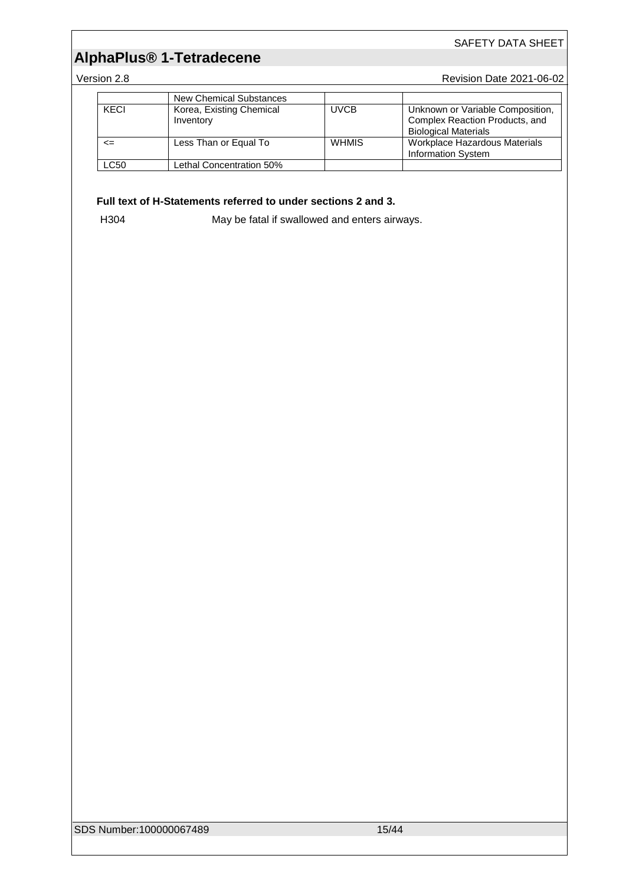| | New Chemical Substances | | |
|---|---|---|---|
| KECI | Korea, Existing Chemical Inventory | UVCB | Unknown or Variable Composition, Complex Reaction Products, and Biological Materials |
| <= | Less Than or Equal To | WHMIS | Workplace Hazardous Materials Information System |
| LC50 | Lethal Concentration 50% | | |

**Full text of H-Statements referred to under sections 2 and 3.**

H304 May be fatal if swallowed and enters airways.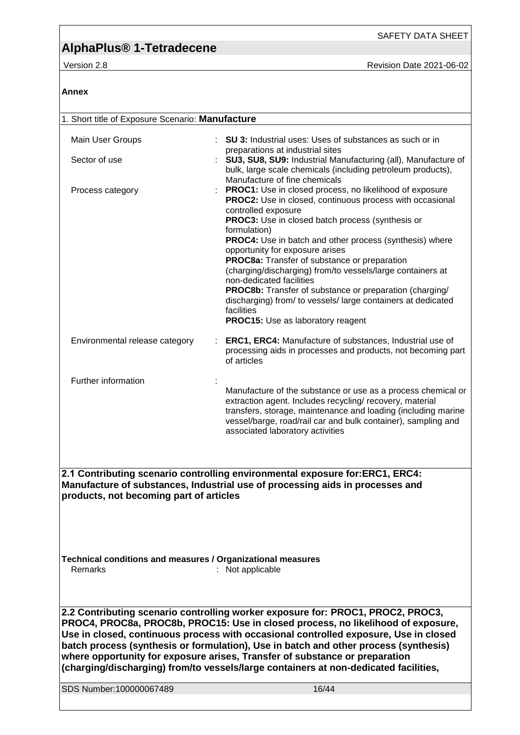## Annex

1. Short title of Exposure Scenario: **Manufacture**

| | |
|---|---|
| Main User Groups | : **SU 3:** Industrial uses: Uses of substances as such or in preparations at industrial sites |
| Sector of use | : **SU3, SU8, SU9:** Industrial Manufacturing (all), Manufacture of bulk, large scale chemicals (including petroleum products), Manufacture of fine chemicals |
| Process category | : **PROC1:** Use in closed process, no likelihood of exposure<br>**PROC2:** Use in closed, continuous process with occasional controlled exposure<br>**PROC3:** Use in closed batch process (synthesis or formulation)<br>**PROC4:** Use in batch and other process (synthesis) where opportunity for exposure arises<br>**PROC8a:** Transfer of substance or preparation (charging/discharging) from/to vessels/large containers at non-dedicated facilities<br>**PROC8b:** Transfer of substance or preparation (charging/ discharging) from/ to vessels/ large containers at dedicated facilities<br>**PROC15:** Use as laboratory reagent |
| Environmental release category | : **ERC1, ERC4:** Manufacture of substances, Industrial use of processing aids in processes and products, not becoming part of articles |
| Further information | : Manufacture of the substance or use as a process chemical or extraction agent. Includes recycling/ recovery, material transfers, storage, maintenance and loading (including marine vessel/barge, road/rail car and bulk container), sampling and associated laboratory activities |

**2.1 Contributing scenario controlling environmental exposure for:ERC1, ERC4: Manufacture of substances, Industrial use of processing aids in processes and products, not becoming part of articles**

**Technical conditions and measures / Organizational measures**

Remarks : Not applicable

**2.2 Contributing scenario controlling worker exposure for: PROC1, PROC2, PROC3, PROC4, PROC8a, PROC8b, PROC15: Use in closed process, no likelihood of exposure, Use in closed, continuous process with occasional controlled exposure, Use in closed batch process (synthesis or formulation), Use in batch and other process (synthesis) where opportunity for exposure arises, Transfer of substance or preparation (charging/discharging) from/to vessels/large containers at non-dedicated facilities,**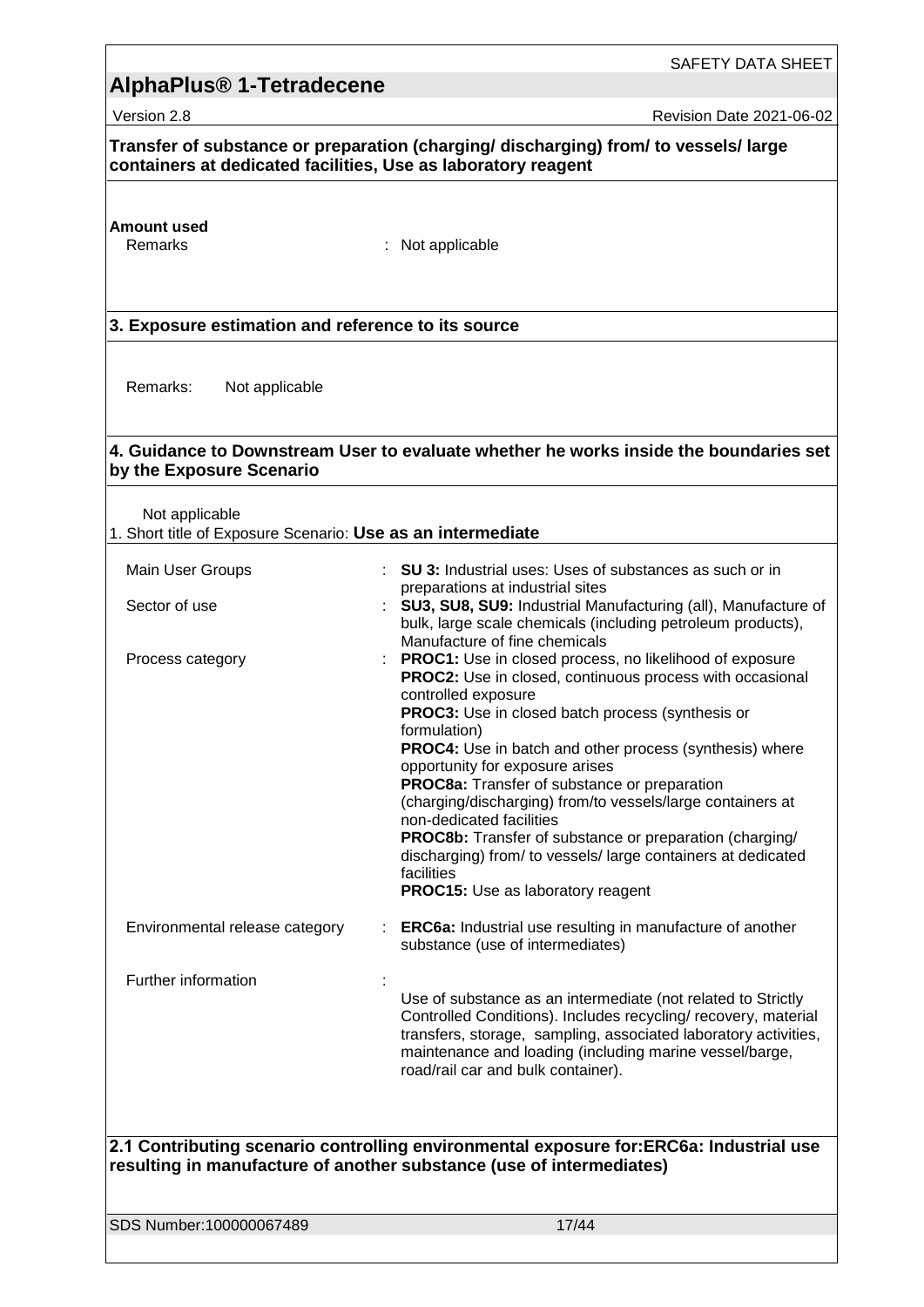**Transfer of substance or preparation (charging/ discharging) from/ to vessels/ large containers at dedicated facilities, Use as laboratory reagent**

**Amount used**

| | |
|---|---|
| Remarks | : Not applicable |

**3. Exposure estimation and reference to its source**

Remarks: Not applicable

**4. Guidance to Downstream User to evaluate whether he works inside the boundaries set by the Exposure Scenario**

Not applicable

1. Short title of Exposure Scenario: **Use as an intermediate**

| | |
|---|---|
| Main User Groups | : **SU 3:** Industrial uses: Uses of substances as such or in preparations at industrial sites |
| Sector of use | : **SU3, SU8, SU9:** Industrial Manufacturing (all), Manufacture of bulk, large scale chemicals (including petroleum products), Manufacture of fine chemicals |
| Process category | : **PROC1:** Use in closed process, no likelihood of exposure<br>**PROC2:** Use in closed, continuous process with occasional controlled exposure<br>**PROC3:** Use in closed batch process (synthesis or formulation)<br>**PROC4:** Use in batch and other process (synthesis) where opportunity for exposure arises<br>**PROC8a:** Transfer of substance or preparation (charging/discharging) from/to vessels/large containers at non-dedicated facilities<br>**PROC8b:** Transfer of substance or preparation (charging/ discharging) from/ to vessels/ large containers at dedicated facilities<br>**PROC15:** Use as laboratory reagent |
| Environmental release category | : **ERC6a:** Industrial use resulting in manufacture of another substance (use of intermediates) |
| Further information | : Use of substance as an intermediate (not related to Strictly Controlled Conditions). Includes recycling/ recovery, material transfers, storage, sampling, associated laboratory activities, maintenance and loading (including marine vessel/barge, road/rail car and bulk container). |

**2.1 Contributing scenario controlling environmental exposure for:ERC6a: Industrial use resulting in manufacture of another substance (use of intermediates)**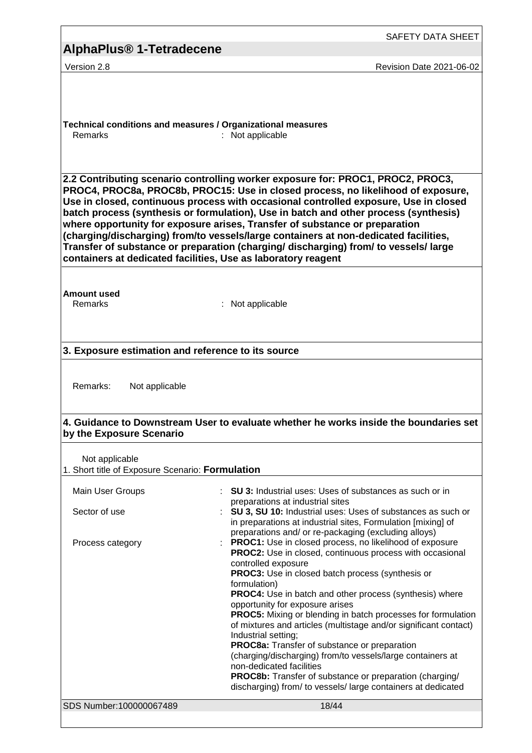**Technical conditions and measures / Organizational measures**

Remarks : Not applicable

**2.2 Contributing scenario controlling worker exposure for: PROC1, PROC2, PROC3, PROC4, PROC8a, PROC8b, PROC15: Use in closed process, no likelihood of exposure, Use in closed, continuous process with occasional controlled exposure, Use in closed batch process (synthesis or formulation), Use in batch and other process (synthesis) where opportunity for exposure arises, Transfer of substance or preparation (charging/discharging) from/to vessels/large containers at non-dedicated facilities, Transfer of substance or preparation (charging/ discharging) from/ to vessels/ large containers at dedicated facilities, Use as laboratory reagent**

**Amount used**

Remarks : Not applicable

**3. Exposure estimation and reference to its source**

Remarks: Not applicable

**4. Guidance to Downstream User to evaluate whether he works inside the boundaries set by the Exposure Scenario**

Not applicable

1. Short title of Exposure Scenario: **Formulation**

| | |
|---|---|
| Main User Groups | : **SU 3:** Industrial uses: Uses of substances as such or in preparations at industrial sites |
| Sector of use | : **SU 3, SU 10:** Industrial uses: Uses of substances as such or in preparations at industrial sites, Formulation [mixing] of preparations and/ or re-packaging (excluding alloys) |
| Process category | : **PROC1:** Use in closed process, no likelihood of exposure<br>**PROC2:** Use in closed, continuous process with occasional controlled exposure<br>**PROC3:** Use in closed batch process (synthesis or formulation)<br>**PROC4:** Use in batch and other process (synthesis) where opportunity for exposure arises<br>**PROC5:** Mixing or blending in batch processes for formulation of mixtures and articles (multistage and/or significant contact) Industrial setting;<br>**PROC8a:** Transfer of substance or preparation (charging/discharging) from/to vessels/large containers at non-dedicated facilities<br>**PROC8b:** Transfer of substance or preparation (charging/ discharging) from/ to vessels/ large containers at dedicated |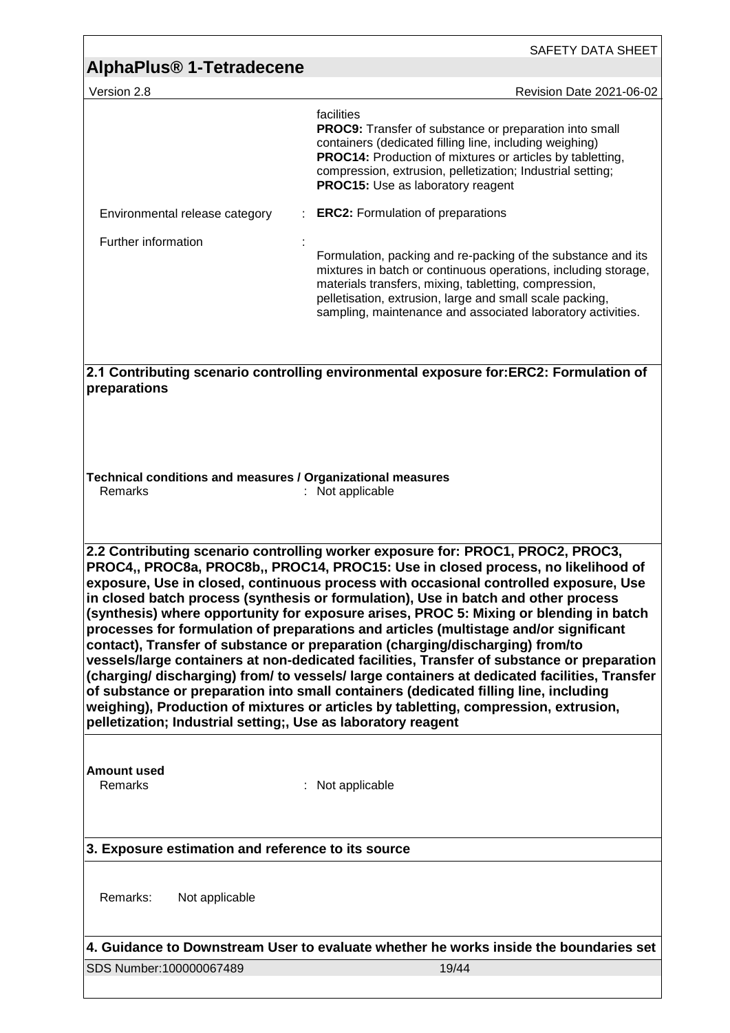facilities
**PROC9:** Transfer of substance or preparation into small containers (dedicated filling line, including weighing)
**PROC14:** Production of mixtures or articles by tabletting, compression, extrusion, pelletization; Industrial setting;
**PROC15:** Use as laboratory reagent

Environmental release category : **ERC2:** Formulation of preparations

Further information : Formulation, packing and re-packing of the substance and its mixtures in batch or continuous operations, including storage, materials transfers, mixing, tabletting, compression, pelletisation, extrusion, large and small scale packing, sampling, maintenance and associated laboratory activities.

**2.1 Contributing scenario controlling environmental exposure for:ERC2: Formulation of preparations**

**Technical conditions and measures / Organizational measures**

Remarks : Not applicable

**2.2 Contributing scenario controlling worker exposure for: PROC1, PROC2, PROC3, PROC4,, PROC8a, PROC8b,, PROC14, PROC15: Use in closed process, no likelihood of exposure, Use in closed, continuous process with occasional controlled exposure, Use in closed batch process (synthesis or formulation), Use in batch and other process (synthesis) where opportunity for exposure arises, PROC 5: Mixing or blending in batch processes for formulation of preparations and articles (multistage and/or significant contact), Transfer of substance or preparation (charging/discharging) from/to vessels/large containers at non-dedicated facilities, Transfer of substance or preparation (charging/ discharging) from/ to vessels/ large containers at dedicated facilities, Transfer of substance or preparation into small containers (dedicated filling line, including weighing), Production of mixtures or articles by tabletting, compression, extrusion, pelletization; Industrial setting;, Use as laboratory reagent**

**Amount used**

Remarks : Not applicable

**3. Exposure estimation and reference to its source**

Remarks: Not applicable

**4. Guidance to Downstream User to evaluate whether he works inside the boundaries set**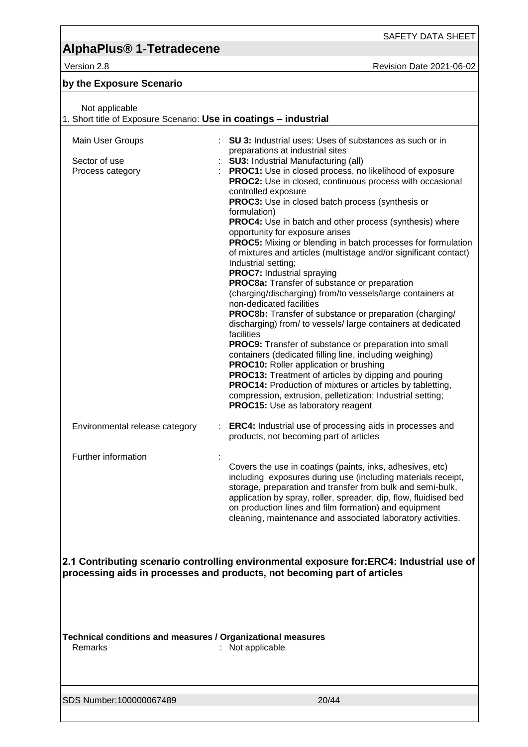**by the Exposure Scenario**

Not applicable

1. Short title of Exposure Scenario: **Use in coatings – industrial**

| | | |
|---|---|---|
| Main User Groups | : | **SU 3:** Industrial uses: Uses of substances as such or in preparations at industrial sites |
| Sector of use | : | **SU3:** Industrial Manufacturing (all) |
| Process category | : | **PROC1:** Use in closed process, no likelihood of exposure<br>**PROC2:** Use in closed, continuous process with occasional controlled exposure<br>**PROC3:** Use in closed batch process (synthesis or formulation)<br>**PROC4:** Use in batch and other process (synthesis) where opportunity for exposure arises<br>**PROC5:** Mixing or blending in batch processes for formulation of mixtures and articles (multistage and/or significant contact) Industrial setting;<br>**PROC7:** Industrial spraying<br>**PROC8a:** Transfer of substance or preparation (charging/discharging) from/to vessels/large containers at non-dedicated facilities<br>**PROC8b:** Transfer of substance or preparation (charging/ discharging) from/ to vessels/ large containers at dedicated facilities<br>**PROC9:** Transfer of substance or preparation into small containers (dedicated filling line, including weighing)<br>**PROC10:** Roller application or brushing<br>**PROC13:** Treatment of articles by dipping and pouring<br>**PROC14:** Production of mixtures or articles by tabletting, compression, extrusion, pelletization; Industrial setting;<br>**PROC15:** Use as laboratory reagent |
| Environmental release category | : | **ERC4:** Industrial use of processing aids in processes and products, not becoming part of articles |
| Further information | : | Covers the use in coatings (paints, inks, adhesives, etc) including exposures during use (including materials receipt, storage, preparation and transfer from bulk and semi-bulk, application by spray, roller, spreader, dip, flow, fluidised bed on production lines and film formation) and equipment cleaning, maintenance and associated laboratory activities. |

**2.1 Contributing scenario controlling environmental exposure for:ERC4: Industrial use of processing aids in processes and products, not becoming part of articles**

**Technical conditions and measures / Organizational measures**

Remarks : Not applicable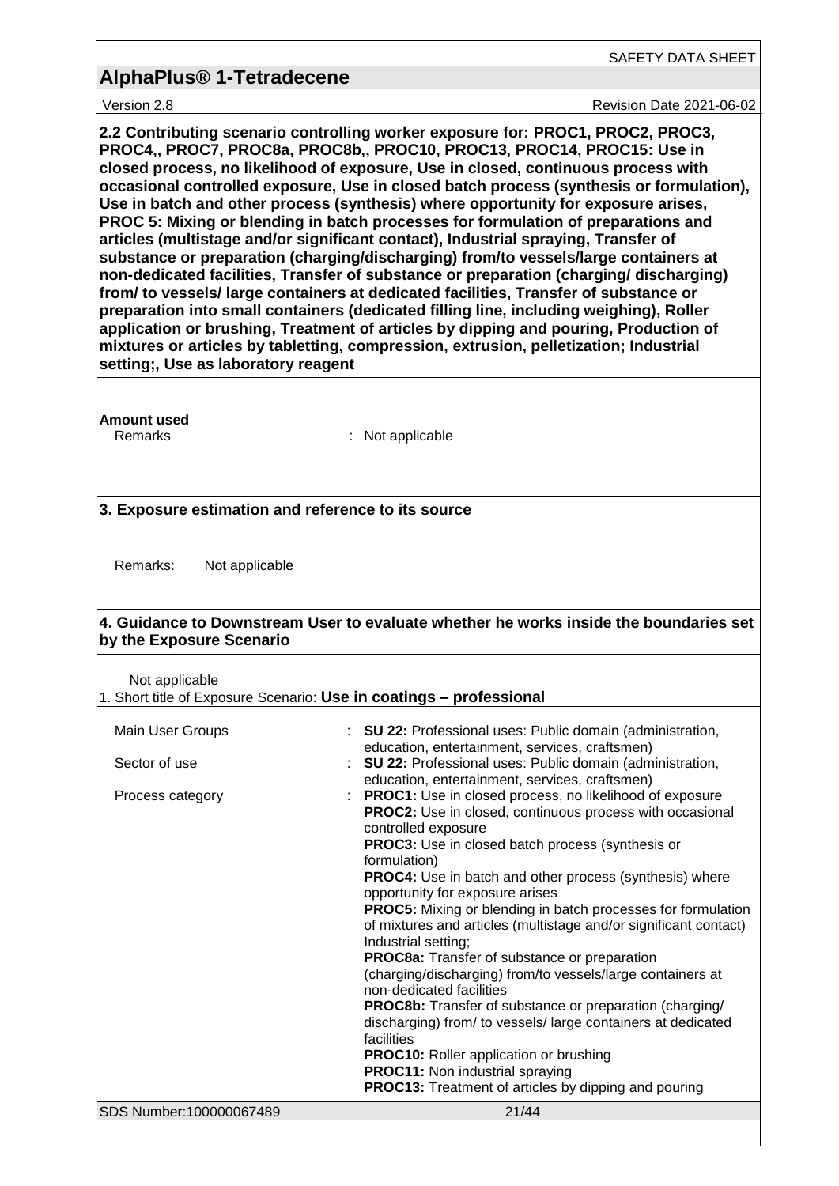**2.2 Contributing scenario controlling worker exposure for: PROC1, PROC2, PROC3, PROC4,, PROC7, PROC8a, PROC8b,, PROC10, PROC13, PROC14, PROC15: Use in closed process, no likelihood of exposure, Use in closed, continuous process with occasional controlled exposure, Use in closed batch process (synthesis or formulation), Use in batch and other process (synthesis) where opportunity for exposure arises, PROC 5: Mixing or blending in batch processes for formulation of preparations and articles (multistage and/or significant contact), Industrial spraying, Transfer of substance or preparation (charging/discharging) from/to vessels/large containers at non-dedicated facilities, Transfer of substance or preparation (charging/ discharging) from/ to vessels/ large containers at dedicated facilities, Transfer of substance or preparation into small containers (dedicated filling line, including weighing), Roller application or brushing, Treatment of articles by dipping and pouring, Production of mixtures or articles by tabletting, compression, extrusion, pelletization; Industrial setting;, Use as laboratory reagent**

**Amount used**

Remarks : Not applicable

**3. Exposure estimation and reference to its source**

Remarks: Not applicable

**4. Guidance to Downstream User to evaluate whether he works inside the boundaries set by the Exposure Scenario**

Not applicable

1. Short title of Exposure Scenario: **Use in coatings – professional**

Main User Groups : **SU 22:** Professional uses: Public domain (administration, education, entertainment, services, craftsmen)

Sector of use : **SU 22:** Professional uses: Public domain (administration, education, entertainment, services, craftsmen)

Process category : **PROC1:** Use in closed process, no likelihood of exposure
**PROC2:** Use in closed, continuous process with occasional controlled exposure
**PROC3:** Use in closed batch process (synthesis or formulation)
**PROC4:** Use in batch and other process (synthesis) where opportunity for exposure arises
**PROC5:** Mixing or blending in batch processes for formulation of mixtures and articles (multistage and/or significant contact) Industrial setting;
**PROC8a:** Transfer of substance or preparation (charging/discharging) from/to vessels/large containers at non-dedicated facilities
**PROC8b:** Transfer of substance or preparation (charging/ discharging) from/ to vessels/ large containers at dedicated facilities
**PROC10:** Roller application or brushing
**PROC11:** Non industrial spraying
**PROC13:** Treatment of articles by dipping and pouring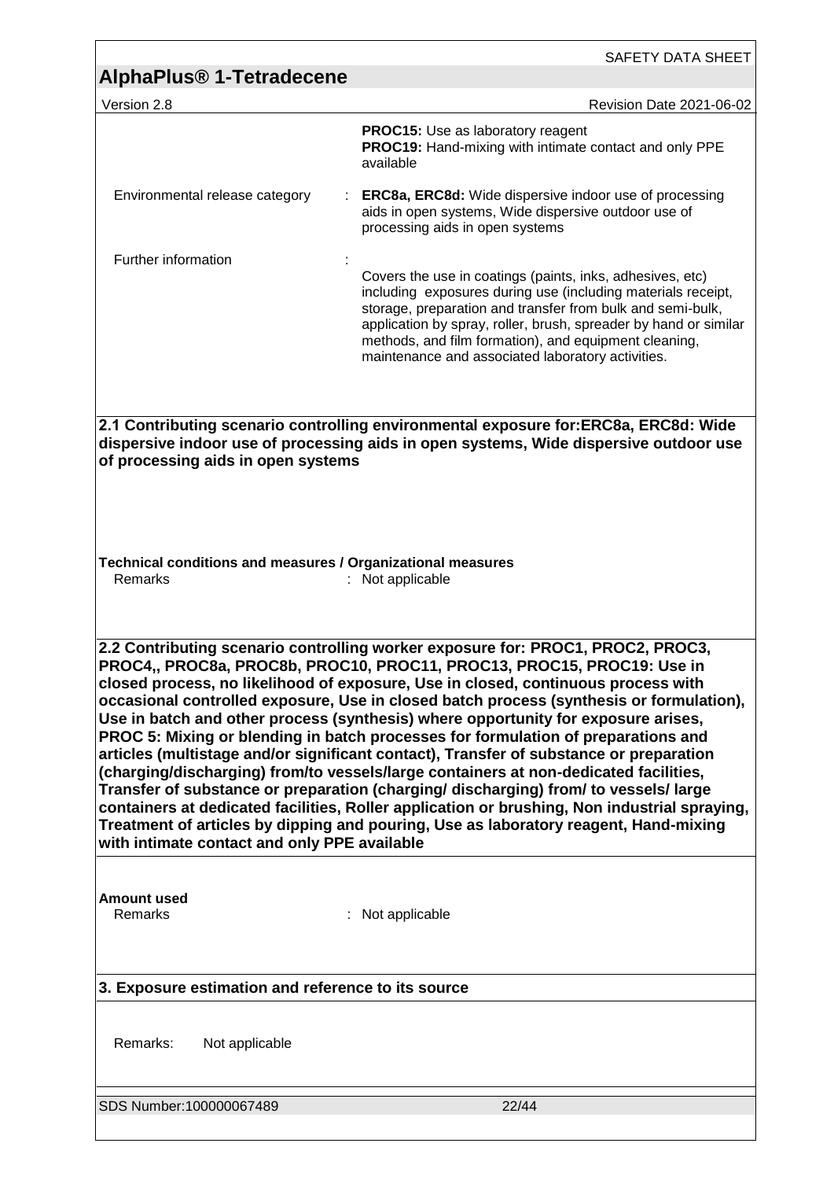| | |
|---|---|
| | **PROC15:** Use as laboratory reagent<br>**PROC19:** Hand-mixing with intimate contact and only PPE available |
| Environmental release category | : **ERC8a, ERC8d:** Wide dispersive indoor use of processing aids in open systems, Wide dispersive outdoor use of processing aids in open systems |
| Further information | : Covers the use in coatings (paints, inks, adhesives, etc) including exposures during use (including materials receipt, storage, preparation and transfer from bulk and semi-bulk, application by spray, roller, brush, spreader by hand or similar methods, and film formation), and equipment cleaning, maintenance and associated laboratory activities. |

**2.1 Contributing scenario controlling environmental exposure for:ERC8a, ERC8d: Wide dispersive indoor use of processing aids in open systems, Wide dispersive outdoor use of processing aids in open systems**

**Technical conditions and measures / Organizational measures**

Remarks : Not applicable

**2.2 Contributing scenario controlling worker exposure for: PROC1, PROC2, PROC3, PROC4,, PROC8a, PROC8b, PROC10, PROC11, PROC13, PROC15, PROC19: Use in closed process, no likelihood of exposure, Use in closed, continuous process with occasional controlled exposure, Use in closed batch process (synthesis or formulation), Use in batch and other process (synthesis) where opportunity for exposure arises, PROC 5: Mixing or blending in batch processes for formulation of preparations and articles (multistage and/or significant contact), Transfer of substance or preparation (charging/discharging) from/to vessels/large containers at non-dedicated facilities, Transfer of substance or preparation (charging/ discharging) from/ to vessels/ large containers at dedicated facilities, Roller application or brushing, Non industrial spraying, Treatment of articles by dipping and pouring, Use as laboratory reagent, Hand-mixing with intimate contact and only PPE available**

**Amount used**

Remarks : Not applicable

**3. Exposure estimation and reference to its source**

Remarks: Not applicable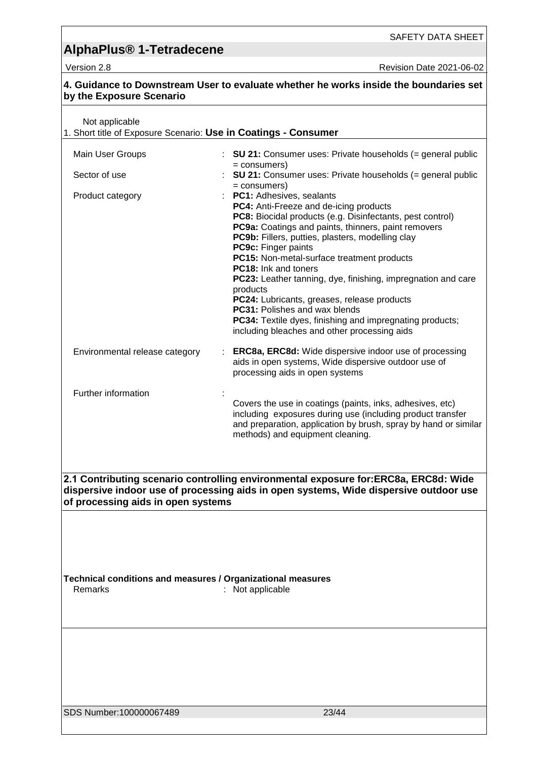## 4. Guidance to Downstream User to evaluate whether he works inside the boundaries set by the Exposure Scenario

Not applicable

1. Short title of Exposure Scenario: **Use in Coatings - Consumer**

| | |
|---|---|
| Main User Groups | : **SU 21:** Consumer uses: Private households (= general public = consumers) |
| Sector of use | : **SU 21:** Consumer uses: Private households (= general public = consumers) |
| Product category | : **PC1:** Adhesives, sealants<br>**PC4:** Anti-Freeze and de-icing products<br>**PC8:** Biocidal products (e.g. Disinfectants, pest control)<br>**PC9a:** Coatings and paints, thinners, paint removers<br>**PC9b:** Fillers, putties, plasters, modelling clay<br>**PC9c:** Finger paints<br>**PC15:** Non-metal-surface treatment products<br>**PC18:** Ink and toners<br>**PC23:** Leather tanning, dye, finishing, impregnation and care products<br>**PC24:** Lubricants, greases, release products<br>**PC31:** Polishes and wax blends<br>**PC34:** Textile dyes, finishing and impregnating products; including bleaches and other processing aids |
| Environmental release category | : **ERC8a, ERC8d:** Wide dispersive indoor use of processing aids in open systems, Wide dispersive outdoor use of processing aids in open systems |
| Further information | : Covers the use in coatings (paints, inks, adhesives, etc) including exposures during use (including product transfer and preparation, application by brush, spray by hand or similar methods) and equipment cleaning. |

## 2.1 Contributing scenario controlling environmental exposure for:ERC8a, ERC8d: Wide dispersive indoor use of processing aids in open systems, Wide dispersive outdoor use of processing aids in open systems

**Technical conditions and measures / Organizational measures**

Remarks : Not applicable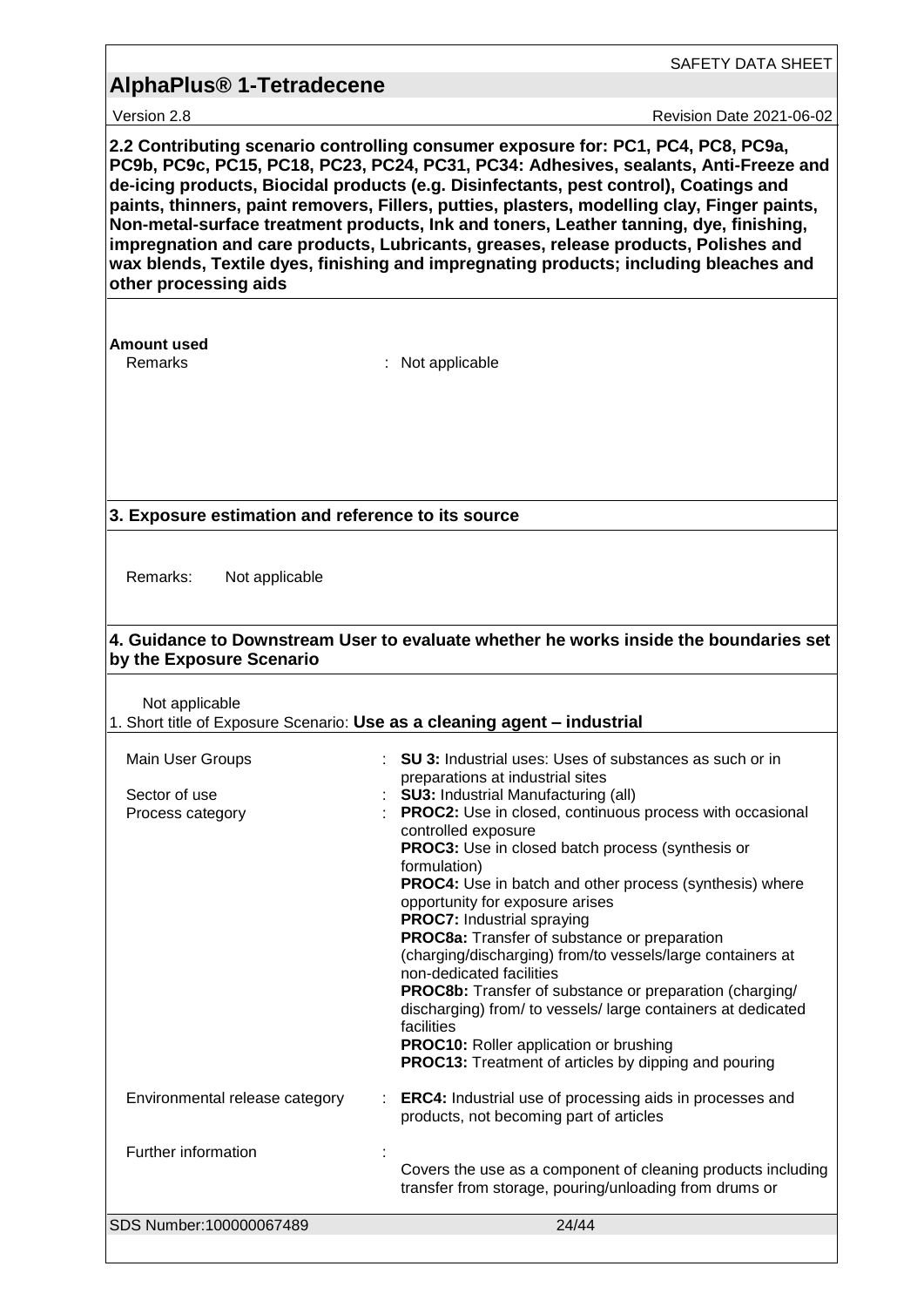**2.2 Contributing scenario controlling consumer exposure for: PC1, PC4, PC8, PC9a, PC9b, PC9c, PC15, PC18, PC23, PC24, PC31, PC34: Adhesives, sealants, Anti-Freeze and de-icing products, Biocidal products (e.g. Disinfectants, pest control), Coatings and paints, thinners, paint removers, Fillers, putties, plasters, modelling clay, Finger paints, Non-metal-surface treatment products, Ink and toners, Leather tanning, dye, finishing, impregnation and care products, Lubricants, greases, release products, Polishes and wax blends, Textile dyes, finishing and impregnating products; including bleaches and other processing aids**

**Amount used**

Remarks : Not applicable

**3. Exposure estimation and reference to its source**

Remarks: Not applicable

**4. Guidance to Downstream User to evaluate whether he works inside the boundaries set by the Exposure Scenario**

Not applicable

1. Short title of Exposure Scenario: **Use as a cleaning agent – industrial**

Main User Groups : **SU 3:** Industrial uses: Uses of substances as such or in preparations at industrial sites

Sector of use : **SU3:** Industrial Manufacturing (all)

Process category :
**PROC2:** Use in closed, continuous process with occasional controlled exposure
**PROC3:** Use in closed batch process (synthesis or formulation)
**PROC4:** Use in batch and other process (synthesis) where opportunity for exposure arises
**PROC7:** Industrial spraying
**PROC8a:** Transfer of substance or preparation (charging/discharging) from/to vessels/large containers at non-dedicated facilities
**PROC8b:** Transfer of substance or preparation (charging/ discharging) from/ to vessels/ large containers at dedicated facilities
**PROC10:** Roller application or brushing
**PROC13:** Treatment of articles by dipping and pouring

Environmental release category : **ERC4:** Industrial use of processing aids in processes and products, not becoming part of articles

Further information :
Covers the use as a component of cleaning products including transfer from storage, pouring/unloading from drums or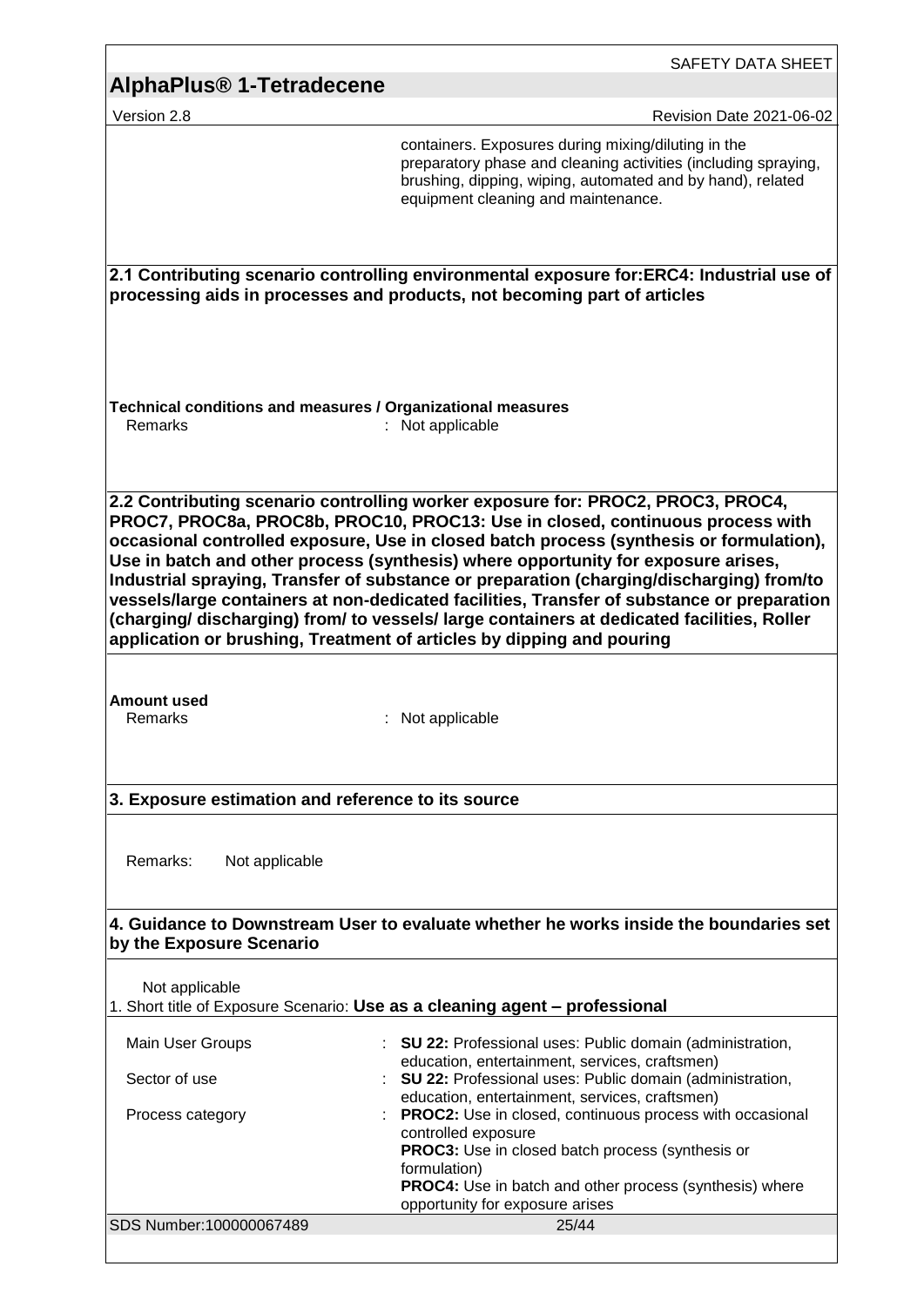containers. Exposures during mixing/diluting in the preparatory phase and cleaning activities (including spraying, brushing, dipping, wiping, automated and by hand), related equipment cleaning and maintenance.

**2.1 Contributing scenario controlling environmental exposure for:ERC4: Industrial use of processing aids in processes and products, not becoming part of articles**

**Technical conditions and measures / Organizational measures**

Remarks : Not applicable

**2.2 Contributing scenario controlling worker exposure for: PROC2, PROC3, PROC4, PROC7, PROC8a, PROC8b, PROC10, PROC13: Use in closed, continuous process with occasional controlled exposure, Use in closed batch process (synthesis or formulation), Use in batch and other process (synthesis) where opportunity for exposure arises, Industrial spraying, Transfer of substance or preparation (charging/discharging) from/to vessels/large containers at non-dedicated facilities, Transfer of substance or preparation (charging/ discharging) from/ to vessels/ large containers at dedicated facilities, Roller application or brushing, Treatment of articles by dipping and pouring**

**Amount used**

Remarks : Not applicable

**3. Exposure estimation and reference to its source**

Remarks: Not applicable

**4. Guidance to Downstream User to evaluate whether he works inside the boundaries set by the Exposure Scenario**

Not applicable

1. Short title of Exposure Scenario: **Use as a cleaning agent – professional**

| | |
|---|---|
| Main User Groups | : **SU 22:** Professional uses: Public domain (administration, education, entertainment, services, craftsmen) |
| Sector of use | : **SU 22:** Professional uses: Public domain (administration, education, entertainment, services, craftsmen) |
| Process category | : **PROC2:** Use in closed, continuous process with occasional controlled exposure<br>**PROC3:** Use in closed batch process (synthesis or formulation)<br>**PROC4:** Use in batch and other process (synthesis) where opportunity for exposure arises |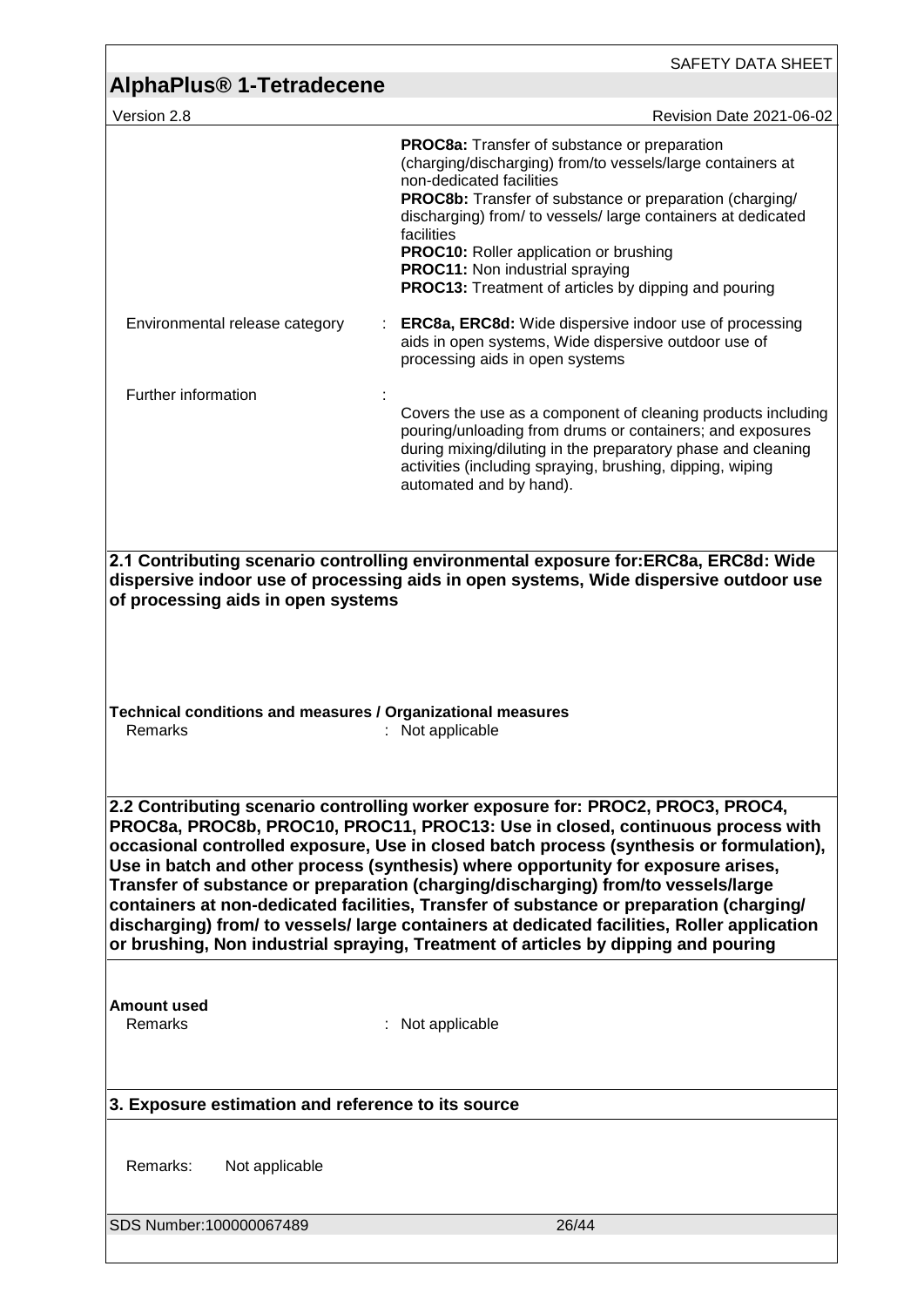**PROC8a:** Transfer of substance or preparation (charging/discharging) from/to vessels/large containers at non-dedicated facilities
**PROC8b:** Transfer of substance or preparation (charging/ discharging) from/ to vessels/ large containers at dedicated facilities
**PROC10:** Roller application or brushing
**PROC11:** Non industrial spraying
**PROC13:** Treatment of articles by dipping and pouring

Environmental release category : **ERC8a, ERC8d:** Wide dispersive indoor use of processing aids in open systems, Wide dispersive outdoor use of processing aids in open systems

Further information : Covers the use as a component of cleaning products including pouring/unloading from drums or containers; and exposures during mixing/diluting in the preparatory phase and cleaning activities (including spraying, brushing, dipping, wiping automated and by hand).

**2.1 Contributing scenario controlling environmental exposure for:ERC8a, ERC8d: Wide dispersive indoor use of processing aids in open systems, Wide dispersive outdoor use of processing aids in open systems**

**Technical conditions and measures / Organizational measures**

Remarks : Not applicable

**2.2 Contributing scenario controlling worker exposure for: PROC2, PROC3, PROC4, PROC8a, PROC8b, PROC10, PROC11, PROC13: Use in closed, continuous process with occasional controlled exposure, Use in closed batch process (synthesis or formulation), Use in batch and other process (synthesis) where opportunity for exposure arises, Transfer of substance or preparation (charging/discharging) from/to vessels/large containers at non-dedicated facilities, Transfer of substance or preparation (charging/ discharging) from/ to vessels/ large containers at dedicated facilities, Roller application or brushing, Non industrial spraying, Treatment of articles by dipping and pouring**

**Amount used**

Remarks : Not applicable

**3. Exposure estimation and reference to its source**

Remarks: Not applicable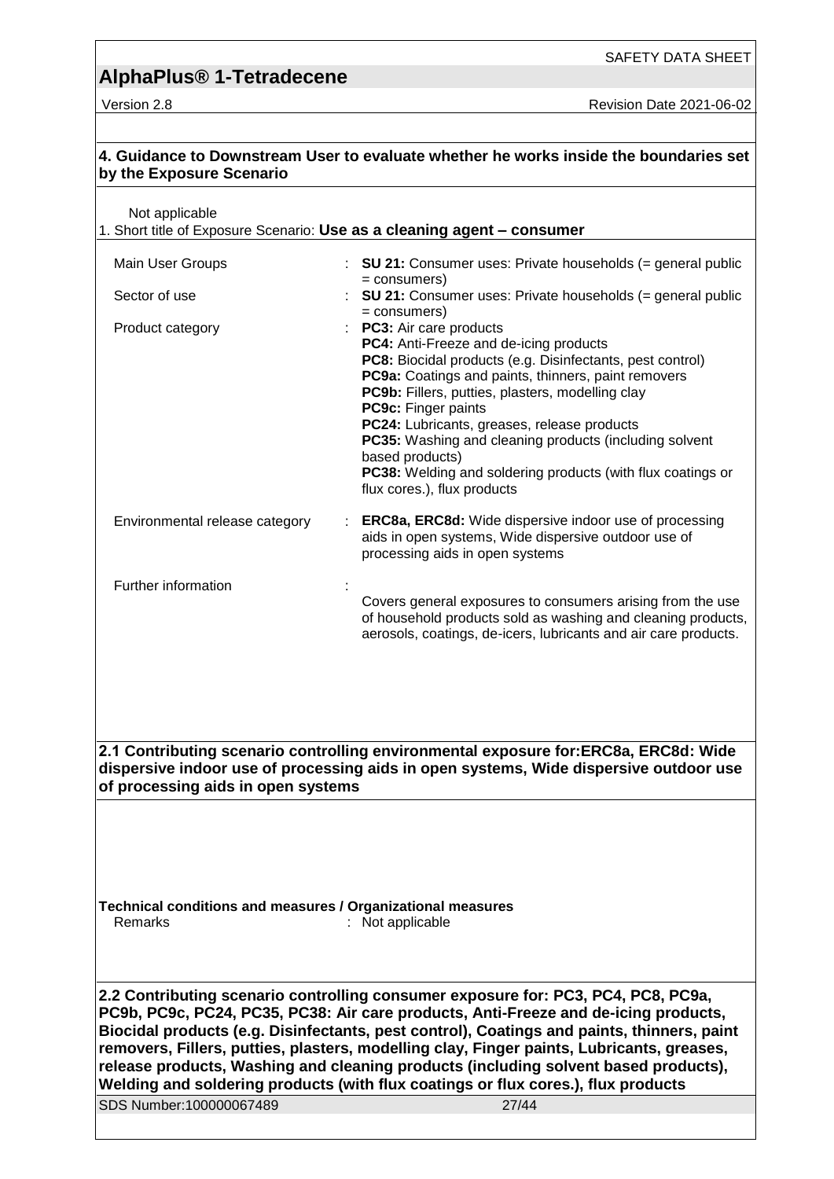## 4. Guidance to Downstream User to evaluate whether he works inside the boundaries set by the Exposure Scenario

Not applicable

1. Short title of Exposure Scenario: **Use as a cleaning agent – consumer**

| | | |
|---|---|---|
| Main User Groups | : | **SU 21:** Consumer uses: Private households (= general public = consumers) |
| Sector of use | : | **SU 21:** Consumer uses: Private households (= general public = consumers) |
| Product category | : | **PC3:** Air care products<br>**PC4:** Anti-Freeze and de-icing products<br>**PC8:** Biocidal products (e.g. Disinfectants, pest control)<br>**PC9a:** Coatings and paints, thinners, paint removers<br>**PC9b:** Fillers, putties, plasters, modelling clay<br>**PC9c:** Finger paints<br>**PC24:** Lubricants, greases, release products<br>**PC35:** Washing and cleaning products (including solvent based products)<br>**PC38:** Welding and soldering products (with flux coatings or flux cores.), flux products |
| Environmental release category | : | **ERC8a, ERC8d:** Wide dispersive indoor use of processing aids in open systems, Wide dispersive outdoor use of processing aids in open systems |
| Further information | : | Covers general exposures to consumers arising from the use of household products sold as washing and cleaning products, aerosols, coatings, de-icers, lubricants and air care products. |

## 2.1 Contributing scenario controlling environmental exposure for:ERC8a, ERC8d: Wide dispersive indoor use of processing aids in open systems, Wide dispersive outdoor use of processing aids in open systems

**Technical conditions and measures / Organizational measures**

Remarks : Not applicable

## 2.2 Contributing scenario controlling consumer exposure for: PC3, PC4, PC8, PC9a, PC9b, PC9c, PC24, PC35, PC38: Air care products, Anti-Freeze and de-icing products, Biocidal products (e.g. Disinfectants, pest control), Coatings and paints, thinners, paint removers, Fillers, putties, plasters, modelling clay, Finger paints, Lubricants, greases, release products, Washing and cleaning products (including solvent based products), Welding and soldering products (with flux coatings or flux cores.), flux products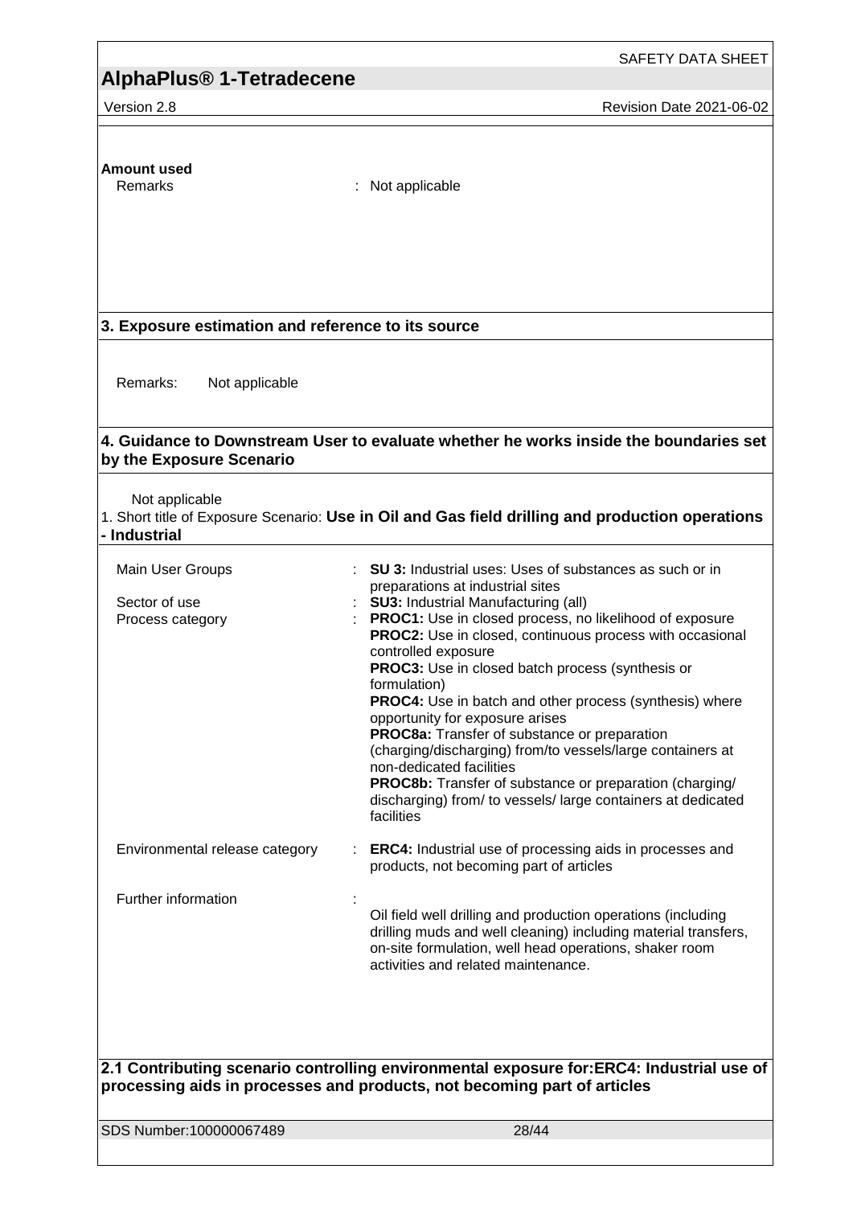**Amount used**

| | | |
|---|---|---|
| Remarks | : | Not applicable |

## 3. Exposure estimation and reference to its source

Remarks: Not applicable

## 4. Guidance to Downstream User to evaluate whether he works inside the boundaries set by the Exposure Scenario

Not applicable

1. Short title of Exposure Scenario: **Use in Oil and Gas field drilling and production operations - Industrial**

| | | |
|---|---|---|
| Main User Groups | : | **SU 3:** Industrial uses: Uses of substances as such or in preparations at industrial sites |
| Sector of use | : | **SU3:** Industrial Manufacturing (all) |
| Process category | : | **PROC1:** Use in closed process, no likelihood of exposure<br>**PROC2:** Use in closed, continuous process with occasional controlled exposure<br>**PROC3:** Use in closed batch process (synthesis or formulation)<br>**PROC4:** Use in batch and other process (synthesis) where opportunity for exposure arises<br>**PROC8a:** Transfer of substance or preparation (charging/discharging) from/to vessels/large containers at non-dedicated facilities<br>**PROC8b:** Transfer of substance or preparation (charging/ discharging) from/ to vessels/ large containers at dedicated facilities |
| Environmental release category | : | **ERC4:** Industrial use of processing aids in processes and products, not becoming part of articles |
| Further information | : | Oil field well drilling and production operations (including drilling muds and well cleaning) including material transfers, on-site formulation, well head operations, shaker room activities and related maintenance. |

## 2.1 Contributing scenario controlling environmental exposure for:ERC4: Industrial use of processing aids in processes and products, not becoming part of articles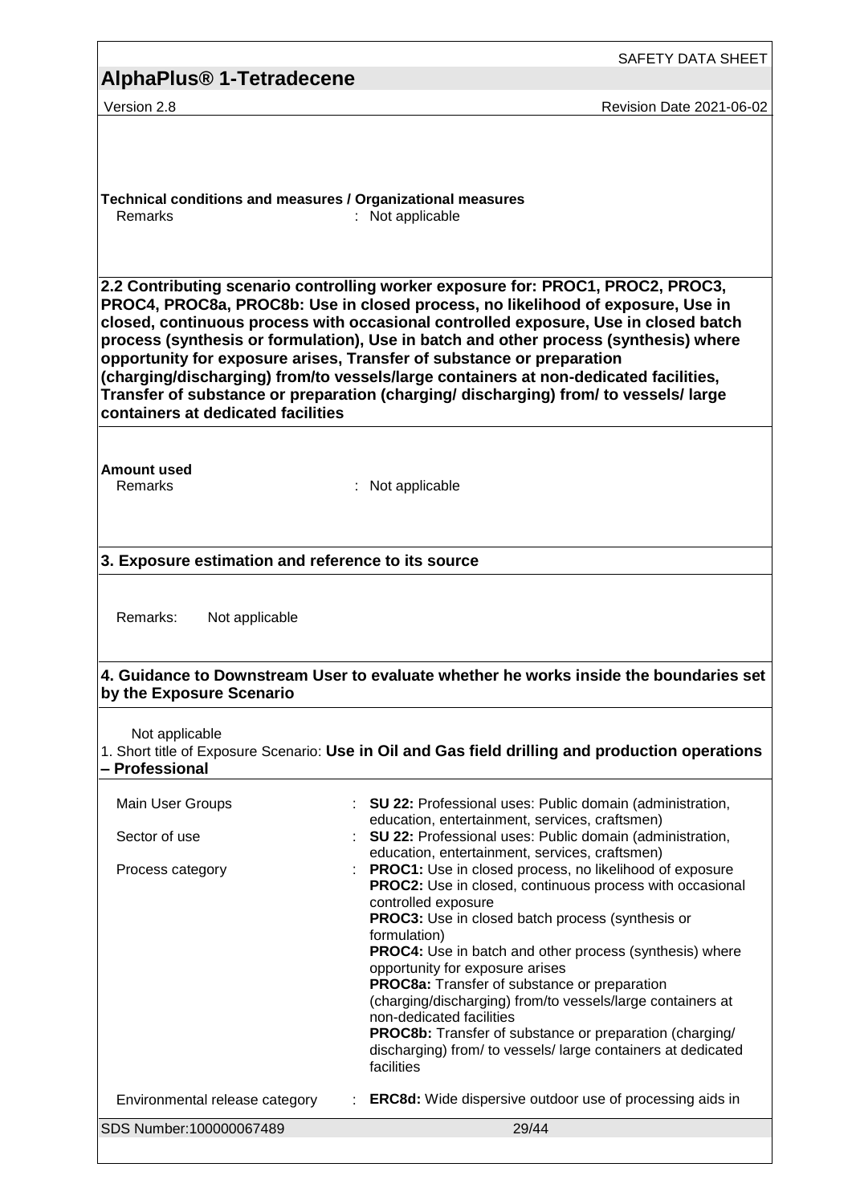**Technical conditions and measures / Organizational measures**

Remarks : Not applicable

**2.2 Contributing scenario controlling worker exposure for: PROC1, PROC2, PROC3, PROC4, PROC8a, PROC8b: Use in closed process, no likelihood of exposure, Use in closed, continuous process with occasional controlled exposure, Use in closed batch process (synthesis or formulation), Use in batch and other process (synthesis) where opportunity for exposure arises, Transfer of substance or preparation (charging/discharging) from/to vessels/large containers at non-dedicated facilities, Transfer of substance or preparation (charging/ discharging) from/ to vessels/ large containers at dedicated facilities**

**Amount used**

Remarks : Not applicable

**3. Exposure estimation and reference to its source**

Remarks: Not applicable

**4. Guidance to Downstream User to evaluate whether he works inside the boundaries set by the Exposure Scenario**

Not applicable

1. Short title of Exposure Scenario: **Use in Oil and Gas field drilling and production operations – Professional**

| | |
|---|---|
| Main User Groups | : **SU 22:** Professional uses: Public domain (administration, education, entertainment, services, craftsmen) |
| Sector of use | : **SU 22:** Professional uses: Public domain (administration, education, entertainment, services, craftsmen) |
| Process category | : **PROC1:** Use in closed process, no likelihood of exposure<br>**PROC2:** Use in closed, continuous process with occasional controlled exposure<br>**PROC3:** Use in closed batch process (synthesis or formulation)<br>**PROC4:** Use in batch and other process (synthesis) where opportunity for exposure arises<br>**PROC8a:** Transfer of substance or preparation (charging/discharging) from/to vessels/large containers at non-dedicated facilities<br>**PROC8b:** Transfer of substance or preparation (charging/ discharging) from/ to vessels/ large containers at dedicated facilities |
| Environmental release category | : **ERC8d:** Wide dispersive outdoor use of processing aids in |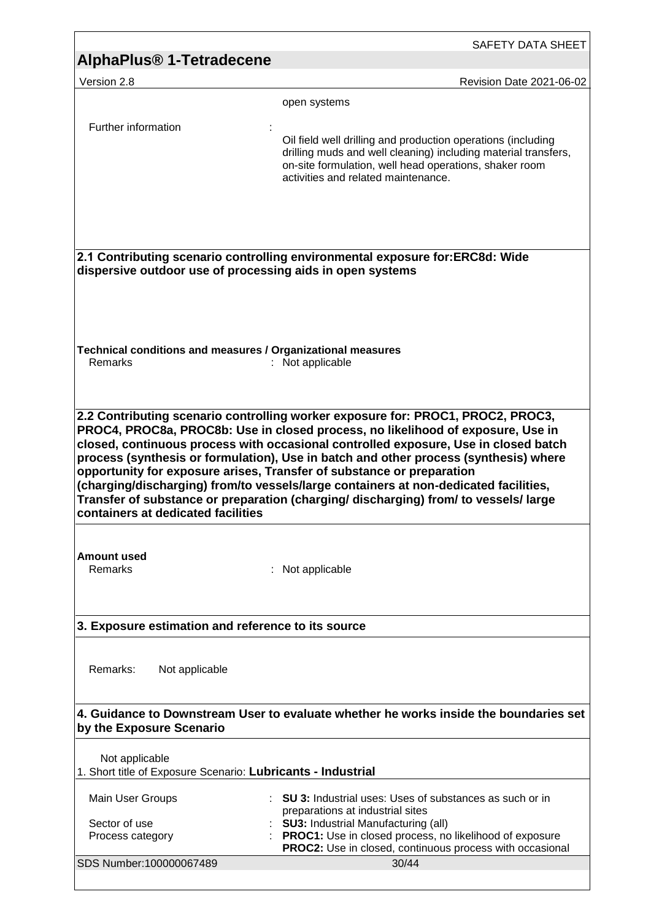| | |
|---|---|
| | open systems |
| Further information | : Oil field well drilling and production operations (including drilling muds and well cleaning) including material transfers, on-site formulation, well head operations, shaker room activities and related maintenance. |

**2.1 Contributing scenario controlling environmental exposure for:ERC8d: Wide dispersive outdoor use of processing aids in open systems**

**Technical conditions and measures / Organizational measures**

| | |
|---|---|
| Remarks | : Not applicable |

**2.2 Contributing scenario controlling worker exposure for: PROC1, PROC2, PROC3, PROC4, PROC8a, PROC8b: Use in closed process, no likelihood of exposure, Use in closed, continuous process with occasional controlled exposure, Use in closed batch process (synthesis or formulation), Use in batch and other process (synthesis) where opportunity for exposure arises, Transfer of substance or preparation (charging/discharging) from/to vessels/large containers at non-dedicated facilities, Transfer of substance or preparation (charging/ discharging) from/ to vessels/ large containers at dedicated facilities**

**Amount used**

| | |
|---|---|
| Remarks | : Not applicable |

**3. Exposure estimation and reference to its source**

Remarks: Not applicable

**4. Guidance to Downstream User to evaluate whether he works inside the boundaries set by the Exposure Scenario**

Not applicable

1. Short title of Exposure Scenario: **Lubricants - Industrial**

| | |
|---|---|
| Main User Groups | : **SU 3:** Industrial uses: Uses of substances as such or in preparations at industrial sites |
| Sector of use | : **SU3:** Industrial Manufacturing (all) |
| Process category | : **PROC1:** Use in closed process, no likelihood of exposure<br>**PROC2:** Use in closed, continuous process with occasional |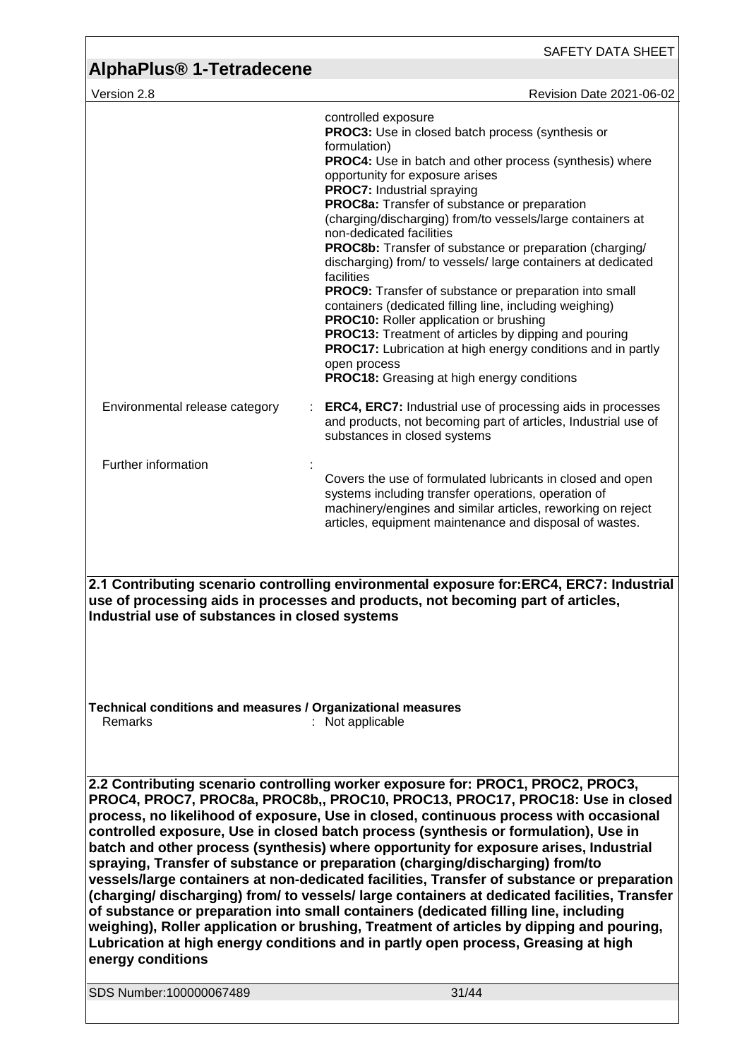controlled exposure
**PROC3:** Use in closed batch process (synthesis or formulation)
**PROC4:** Use in batch and other process (synthesis) where opportunity for exposure arises
**PROC7:** Industrial spraying
**PROC8a:** Transfer of substance or preparation (charging/discharging) from/to vessels/large containers at non-dedicated facilities
**PROC8b:** Transfer of substance or preparation (charging/ discharging) from/ to vessels/ large containers at dedicated facilities
**PROC9:** Transfer of substance or preparation into small containers (dedicated filling line, including weighing)
**PROC10:** Roller application or brushing
**PROC13:** Treatment of articles by dipping and pouring
**PROC17:** Lubrication at high energy conditions and in partly open process
**PROC18:** Greasing at high energy conditions

Environmental release category : **ERC4, ERC7:** Industrial use of processing aids in processes and products, not becoming part of articles, Industrial use of substances in closed systems

Further information : Covers the use of formulated lubricants in closed and open systems including transfer operations, operation of machinery/engines and similar articles, reworking on reject articles, equipment maintenance and disposal of wastes.

**2.1 Contributing scenario controlling environmental exposure for:ERC4, ERC7: Industrial use of processing aids in processes and products, not becoming part of articles, Industrial use of substances in closed systems**

**Technical conditions and measures / Organizational measures**

Remarks : Not applicable

**2.2 Contributing scenario controlling worker exposure for: PROC1, PROC2, PROC3, PROC4, PROC7, PROC8a, PROC8b,, PROC10, PROC13, PROC17, PROC18: Use in closed process, no likelihood of exposure, Use in closed, continuous process with occasional controlled exposure, Use in closed batch process (synthesis or formulation), Use in batch and other process (synthesis) where opportunity for exposure arises, Industrial spraying, Transfer of substance or preparation (charging/discharging) from/to vessels/large containers at non-dedicated facilities, Transfer of substance or preparation (charging/ discharging) from/ to vessels/ large containers at dedicated facilities, Transfer of substance or preparation into small containers (dedicated filling line, including weighing), Roller application or brushing, Treatment of articles by dipping and pouring, Lubrication at high energy conditions and in partly open process, Greasing at high energy conditions**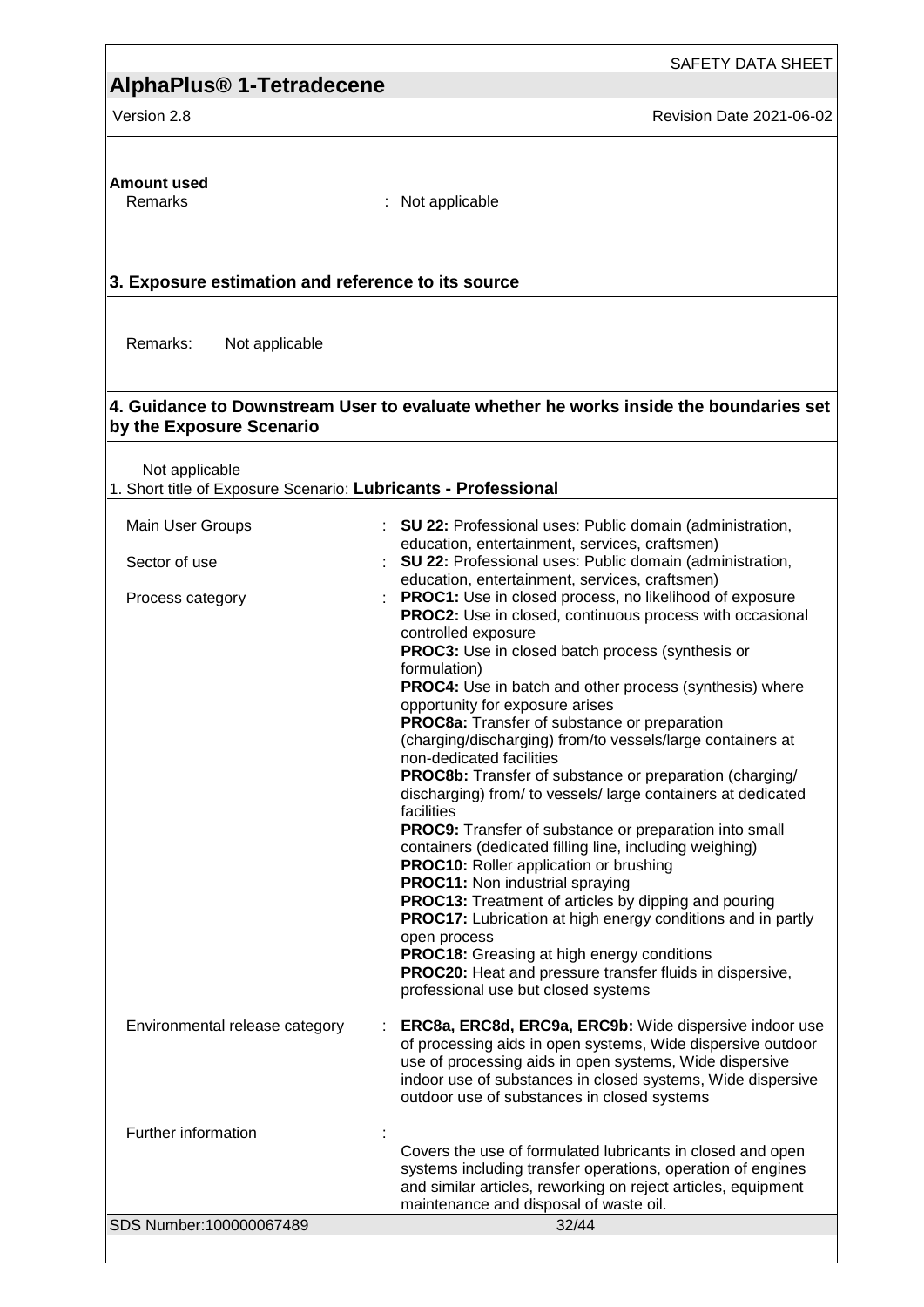**Amount used**

Remarks : Not applicable

## 3. Exposure estimation and reference to its source

Remarks: Not applicable

## 4. Guidance to Downstream User to evaluate whether he works inside the boundaries set by the Exposure Scenario

Not applicable

1. Short title of Exposure Scenario: **Lubricants - Professional**

| | |
|---|---|
| Main User Groups | : **SU 22:** Professional uses: Public domain (administration, education, entertainment, services, craftsmen) |
| Sector of use | : **SU 22:** Professional uses: Public domain (administration, education, entertainment, services, craftsmen) |
| Process category | : **PROC1:** Use in closed process, no likelihood of exposure<br>**PROC2:** Use in closed, continuous process with occasional controlled exposure<br>**PROC3:** Use in closed batch process (synthesis or formulation)<br>**PROC4:** Use in batch and other process (synthesis) where opportunity for exposure arises<br>**PROC8a:** Transfer of substance or preparation (charging/discharging) from/to vessels/large containers at non-dedicated facilities<br>**PROC8b:** Transfer of substance or preparation (charging/ discharging) from/ to vessels/ large containers at dedicated facilities<br>**PROC9:** Transfer of substance or preparation into small containers (dedicated filling line, including weighing)<br>**PROC10:** Roller application or brushing<br>**PROC11:** Non industrial spraying<br>**PROC13:** Treatment of articles by dipping and pouring<br>**PROC17:** Lubrication at high energy conditions and in partly open process<br>**PROC18:** Greasing at high energy conditions<br>**PROC20:** Heat and pressure transfer fluids in dispersive, professional use but closed systems |
| Environmental release category | : **ERC8a, ERC8d, ERC9a, ERC9b:** Wide dispersive indoor use of processing aids in open systems, Wide dispersive outdoor use of processing aids in open systems, Wide dispersive indoor use of substances in closed systems, Wide dispersive outdoor use of substances in closed systems |
| Further information | : Covers the use of formulated lubricants in closed and open systems including transfer operations, operation of engines and similar articles, reworking on reject articles, equipment maintenance and disposal of waste oil. |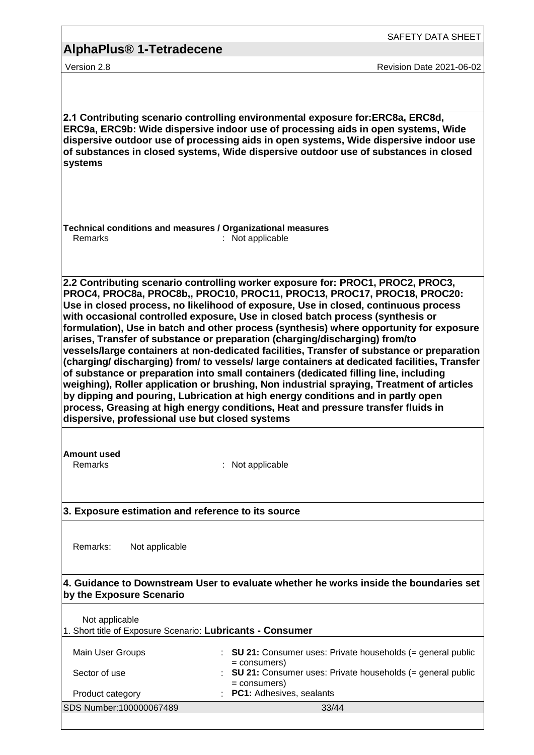**2.1 Contributing scenario controlling environmental exposure for:ERC8a, ERC8d, ERC9a, ERC9b: Wide dispersive indoor use of processing aids in open systems, Wide dispersive outdoor use of processing aids in open systems, Wide dispersive indoor use of substances in closed systems, Wide dispersive outdoor use of substances in closed systems**

**Technical conditions and measures / Organizational measures**

Remarks : Not applicable

**2.2 Contributing scenario controlling worker exposure for: PROC1, PROC2, PROC3, PROC4, PROC8a, PROC8b,, PROC10, PROC11, PROC13, PROC17, PROC18, PROC20: Use in closed process, no likelihood of exposure, Use in closed, continuous process with occasional controlled exposure, Use in closed batch process (synthesis or formulation), Use in batch and other process (synthesis) where opportunity for exposure arises, Transfer of substance or preparation (charging/discharging) from/to vessels/large containers at non-dedicated facilities, Transfer of substance or preparation (charging/ discharging) from/ to vessels/ large containers at dedicated facilities, Transfer of substance or preparation into small containers (dedicated filling line, including weighing), Roller application or brushing, Non industrial spraying, Treatment of articles by dipping and pouring, Lubrication at high energy conditions and in partly open process, Greasing at high energy conditions, Heat and pressure transfer fluids in dispersive, professional use but closed systems**

**Amount used**

Remarks : Not applicable

**3. Exposure estimation and reference to its source**

Remarks: Not applicable

**4. Guidance to Downstream User to evaluate whether he works inside the boundaries set by the Exposure Scenario**

Not applicable

1. Short title of Exposure Scenario: **Lubricants - Consumer**

| | |
|---|---|
| Main User Groups | : **SU 21:** Consumer uses: Private households (= general public = consumers) |
| Sector of use | : **SU 21:** Consumer uses: Private households (= general public = consumers) |
| Product category | : **PC1:** Adhesives, sealants |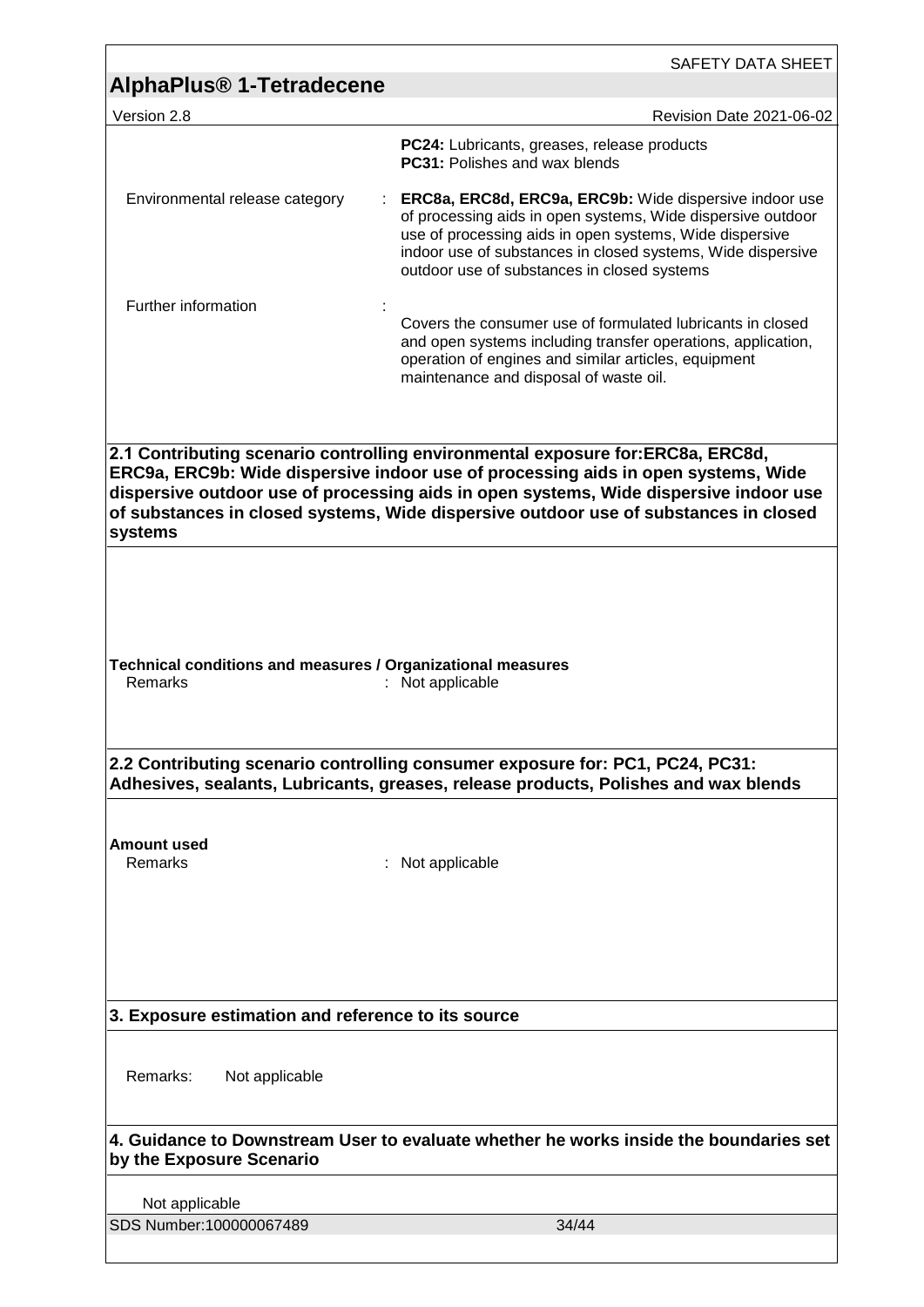| | | |
|---|---|---|
| | | **PC24:** Lubricants, greases, release products<br>**PC31:** Polishes and wax blends |
| Environmental release category | : | **ERC8a, ERC8d, ERC9a, ERC9b:** Wide dispersive indoor use of processing aids in open systems, Wide dispersive outdoor use of processing aids in open systems, Wide dispersive indoor use of substances in closed systems, Wide dispersive outdoor use of substances in closed systems |
| Further information | : | Covers the consumer use of formulated lubricants in closed and open systems including transfer operations, application, operation of engines and similar articles, equipment maintenance and disposal of waste oil. |

## 2.1 Contributing scenario controlling environmental exposure for:ERC8a, ERC8d, ERC9a, ERC9b: Wide dispersive indoor use of processing aids in open systems, Wide dispersive outdoor use of processing aids in open systems, Wide dispersive indoor use of substances in closed systems, Wide dispersive outdoor use of substances in closed systems

**Technical conditions and measures / Organizational measures**

Remarks : Not applicable

## 2.2 Contributing scenario controlling consumer exposure for: PC1, PC24, PC31: Adhesives, sealants, Lubricants, greases, release products, Polishes and wax blends

**Amount used**

Remarks : Not applicable

## 3. Exposure estimation and reference to its source

Remarks: Not applicable

## 4. Guidance to Downstream User to evaluate whether he works inside the boundaries set by the Exposure Scenario

Not applicable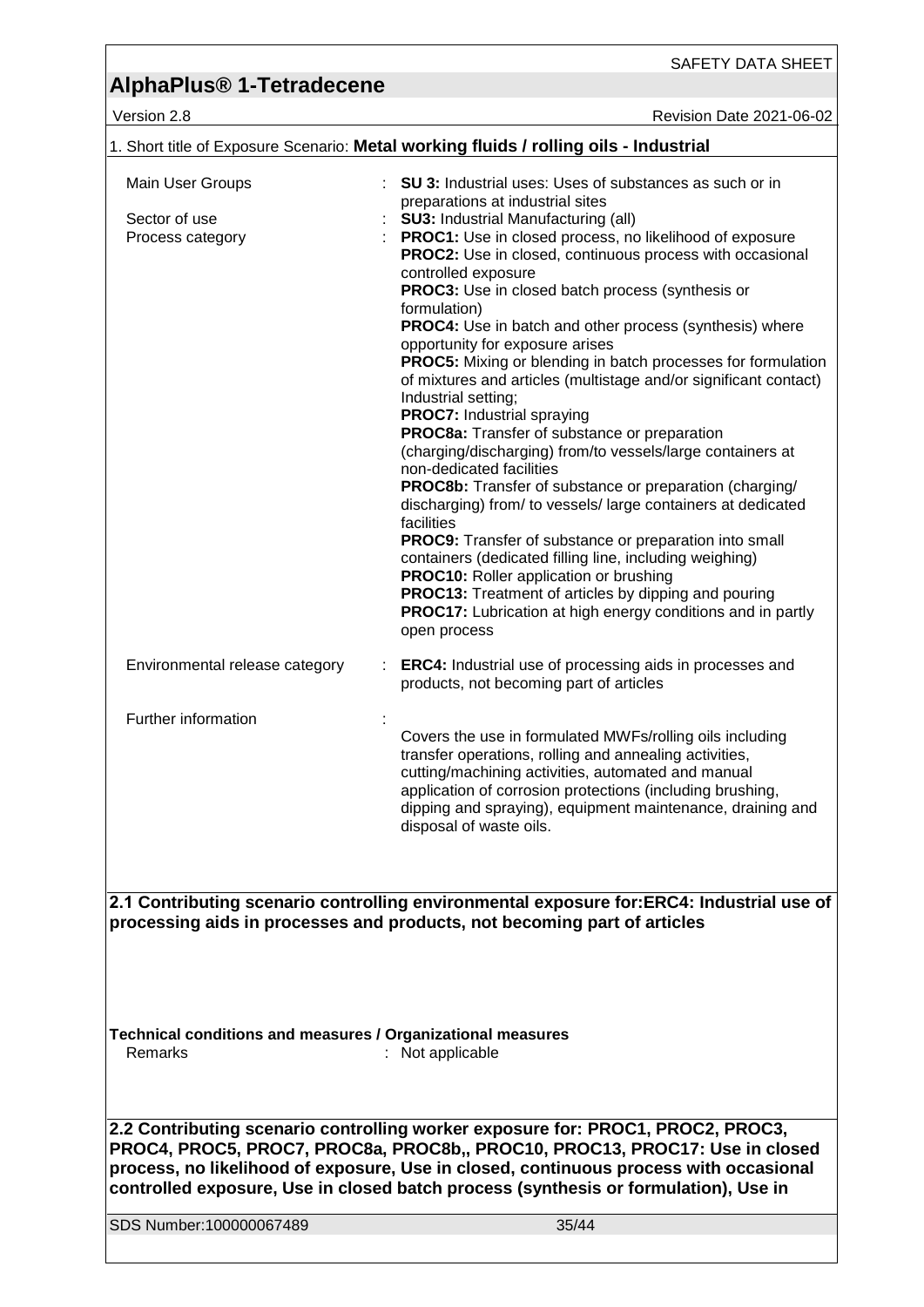1. Short title of Exposure Scenario: **Metal working fluids / rolling oils - Industrial**

| | | |
|---|---|---|
| Main User Groups | : | **SU 3:** Industrial uses: Uses of substances as such or in preparations at industrial sites |
| Sector of use | : | **SU3:** Industrial Manufacturing (all) |
| Process category | : | **PROC1:** Use in closed process, no likelihood of exposure<br>**PROC2:** Use in closed, continuous process with occasional controlled exposure<br>**PROC3:** Use in closed batch process (synthesis or formulation)<br>**PROC4:** Use in batch and other process (synthesis) where opportunity for exposure arises<br>**PROC5:** Mixing or blending in batch processes for formulation of mixtures and articles (multistage and/or significant contact) Industrial setting;<br>**PROC7:** Industrial spraying<br>**PROC8a:** Transfer of substance or preparation (charging/discharging) from/to vessels/large containers at non-dedicated facilities<br>**PROC8b:** Transfer of substance or preparation (charging/ discharging) from/ to vessels/ large containers at dedicated facilities<br>**PROC9:** Transfer of substance or preparation into small containers (dedicated filling line, including weighing)<br>**PROC10:** Roller application or brushing<br>**PROC13:** Treatment of articles by dipping and pouring<br>**PROC17:** Lubrication at high energy conditions and in partly open process |
| Environmental release category | : | **ERC4:** Industrial use of processing aids in processes and products, not becoming part of articles |
| Further information | : | Covers the use in formulated MWFs/rolling oils including transfer operations, rolling and annealing activities, cutting/machining activities, automated and manual application of corrosion protections (including brushing, dipping and spraying), equipment maintenance, draining and disposal of waste oils. |

**2.1 Contributing scenario controlling environmental exposure for:ERC4: Industrial use of processing aids in processes and products, not becoming part of articles**

**Technical conditions and measures / Organizational measures**

Remarks : Not applicable

**2.2 Contributing scenario controlling worker exposure for: PROC1, PROC2, PROC3, PROC4, PROC5, PROC7, PROC8a, PROC8b,, PROC10, PROC13, PROC17: Use in closed process, no likelihood of exposure, Use in closed, continuous process with occasional controlled exposure, Use in closed batch process (synthesis or formulation), Use in**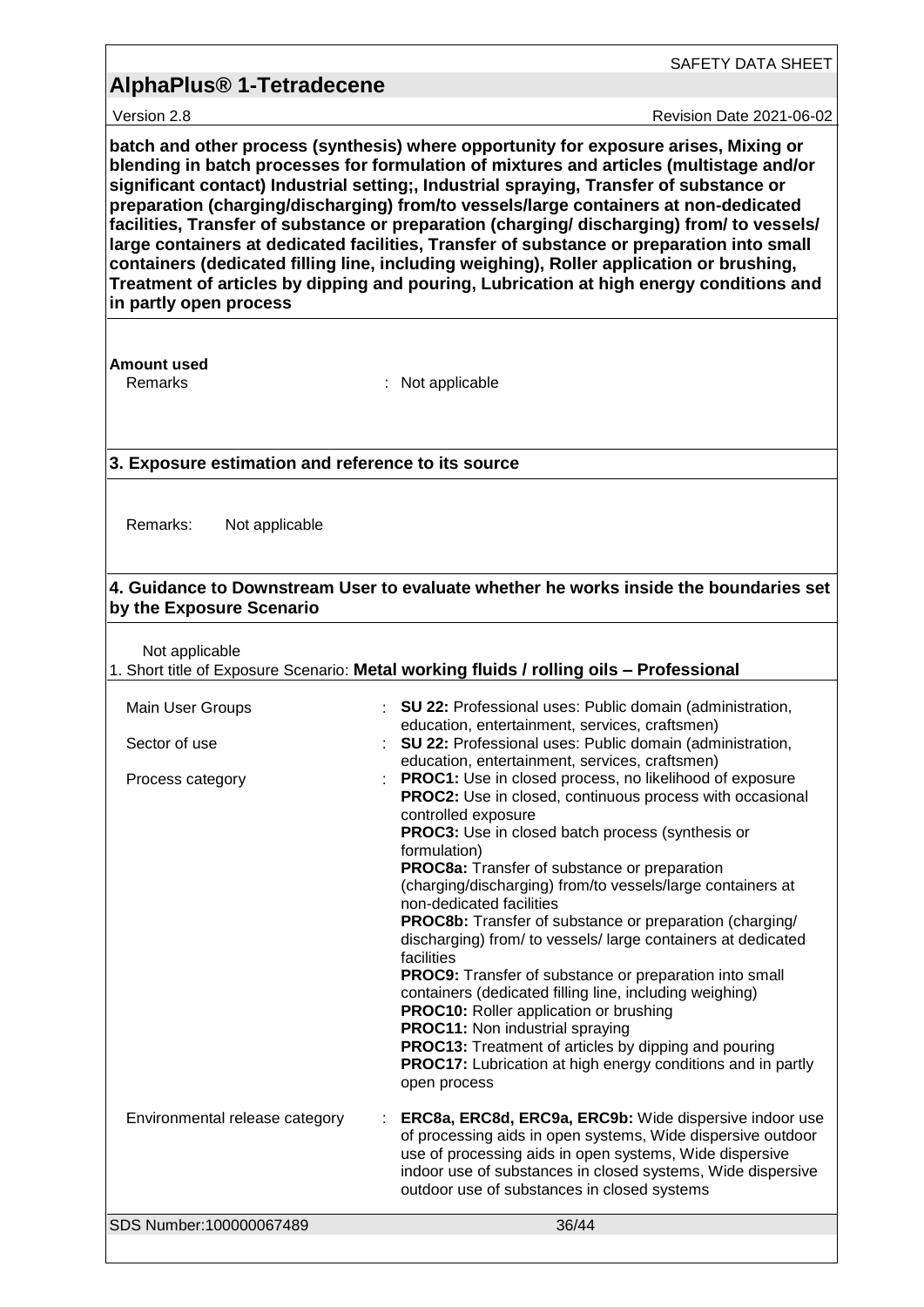**batch and other process (synthesis) where opportunity for exposure arises, Mixing or blending in batch processes for formulation of mixtures and articles (multistage and/or significant contact) Industrial setting;, Industrial spraying, Transfer of substance or preparation (charging/discharging) from/to vessels/large containers at non-dedicated facilities, Transfer of substance or preparation (charging/ discharging) from/ to vessels/ large containers at dedicated facilities, Transfer of substance or preparation into small containers (dedicated filling line, including weighing), Roller application or brushing, Treatment of articles by dipping and pouring, Lubrication at high energy conditions and in partly open process**

**Amount used**

Remarks : Not applicable

## 3. Exposure estimation and reference to its source

Remarks: Not applicable

## 4. Guidance to Downstream User to evaluate whether he works inside the boundaries set by the Exposure Scenario

Not applicable

1. Short title of Exposure Scenario: **Metal working fluids / rolling oils – Professional**

| | |
|---|---|
| Main User Groups | : **SU 22:** Professional uses: Public domain (administration, education, entertainment, services, craftsmen) |
| Sector of use | : **SU 22:** Professional uses: Public domain (administration, education, entertainment, services, craftsmen) |
| Process category | : **PROC1:** Use in closed process, no likelihood of exposure<br>**PROC2:** Use in closed, continuous process with occasional controlled exposure<br>**PROC3:** Use in closed batch process (synthesis or formulation)<br>**PROC8a:** Transfer of substance or preparation (charging/discharging) from/to vessels/large containers at non-dedicated facilities<br>**PROC8b:** Transfer of substance or preparation (charging/ discharging) from/ to vessels/ large containers at dedicated facilities<br>**PROC9:** Transfer of substance or preparation into small containers (dedicated filling line, including weighing)<br>**PROC10:** Roller application or brushing<br>**PROC11:** Non industrial spraying<br>**PROC13:** Treatment of articles by dipping and pouring<br>**PROC17:** Lubrication at high energy conditions and in partly open process |
| Environmental release category | : **ERC8a, ERC8d, ERC9a, ERC9b:** Wide dispersive indoor use of processing aids in open systems, Wide dispersive outdoor use of processing aids in open systems, Wide dispersive indoor use of substances in closed systems, Wide dispersive outdoor use of substances in closed systems |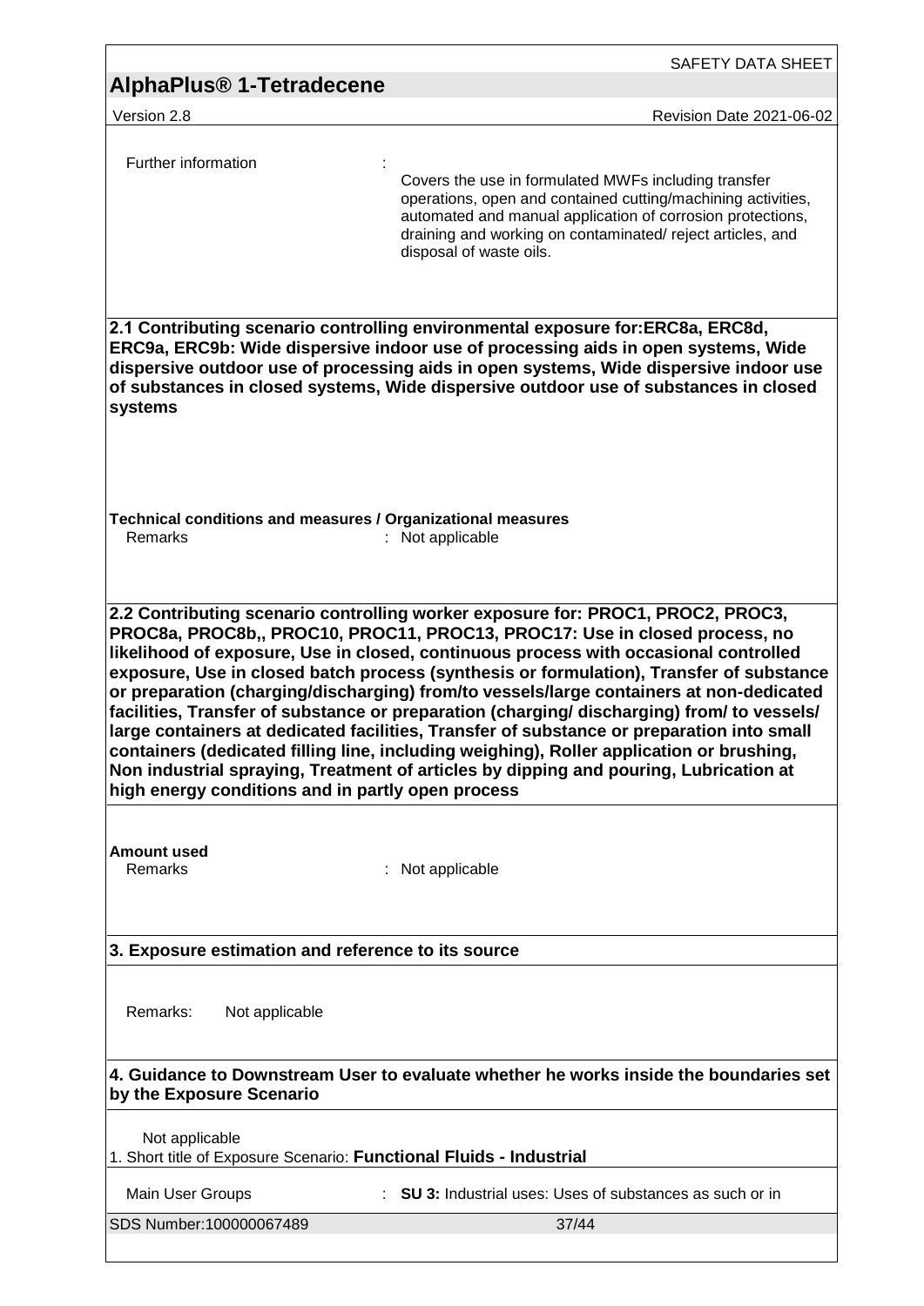Further information :

Covers the use in formulated MWFs including transfer operations, open and contained cutting/machining activities, automated and manual application of corrosion protections, draining and working on contaminated/ reject articles, and disposal of waste oils.

**2.1 Contributing scenario controlling environmental exposure for:ERC8a, ERC8d, ERC9a, ERC9b: Wide dispersive indoor use of processing aids in open systems, Wide dispersive outdoor use of processing aids in open systems, Wide dispersive indoor use of substances in closed systems, Wide dispersive outdoor use of substances in closed systems**

**Technical conditions and measures / Organizational measures**

Remarks : Not applicable

**2.2 Contributing scenario controlling worker exposure for: PROC1, PROC2, PROC3, PROC8a, PROC8b,, PROC10, PROC11, PROC13, PROC17: Use in closed process, no likelihood of exposure, Use in closed, continuous process with occasional controlled exposure, Use in closed batch process (synthesis or formulation), Transfer of substance or preparation (charging/discharging) from/to vessels/large containers at non-dedicated facilities, Transfer of substance or preparation (charging/ discharging) from/ to vessels/ large containers at dedicated facilities, Transfer of substance or preparation into small containers (dedicated filling line, including weighing), Roller application or brushing, Non industrial spraying, Treatment of articles by dipping and pouring, Lubrication at high energy conditions and in partly open process**

**Amount used**

Remarks : Not applicable

**3. Exposure estimation and reference to its source**

Remarks: Not applicable

**4. Guidance to Downstream User to evaluate whether he works inside the boundaries set by the Exposure Scenario**

Not applicable

1. Short title of Exposure Scenario: **Functional Fluids - Industrial**

Main User Groups : **SU 3:** Industrial uses: Uses of substances as such or in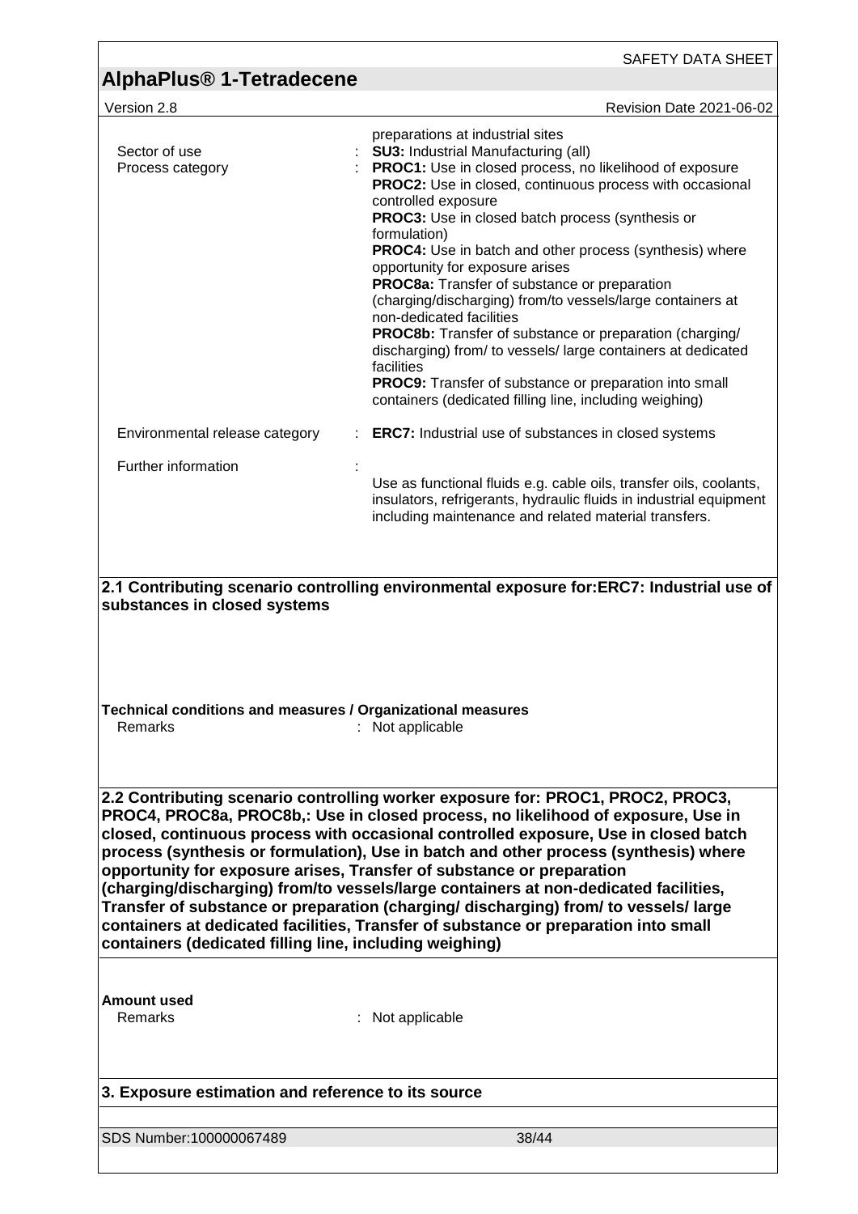| | | |
|---|---|---|
| | | preparations at industrial sites |
| Sector of use | : | **SU3:** Industrial Manufacturing (all) |
| Process category | : | **PROC1:** Use in closed process, no likelihood of exposure<br>**PROC2:** Use in closed, continuous process with occasional controlled exposure<br>**PROC3:** Use in closed batch process (synthesis or formulation)<br>**PROC4:** Use in batch and other process (synthesis) where opportunity for exposure arises<br>**PROC8a:** Transfer of substance or preparation (charging/discharging) from/to vessels/large containers at non-dedicated facilities<br>**PROC8b:** Transfer of substance or preparation (charging/ discharging) from/ to vessels/ large containers at dedicated facilities<br>**PROC9:** Transfer of substance or preparation into small containers (dedicated filling line, including weighing) |
| Environmental release category | : | **ERC7:** Industrial use of substances in closed systems |
| Further information | : | Use as functional fluids e.g. cable oils, transfer oils, coolants, insulators, refrigerants, hydraulic fluids in industrial equipment including maintenance and related material transfers. |

**2.1 Contributing scenario controlling environmental exposure for:ERC7: Industrial use of substances in closed systems**

**Technical conditions and measures / Organizational measures**

Remarks : Not applicable

**2.2 Contributing scenario controlling worker exposure for: PROC1, PROC2, PROC3, PROC4, PROC8a, PROC8b,: Use in closed process, no likelihood of exposure, Use in closed, continuous process with occasional controlled exposure, Use in closed batch process (synthesis or formulation), Use in batch and other process (synthesis) where opportunity for exposure arises, Transfer of substance or preparation (charging/discharging) from/to vessels/large containers at non-dedicated facilities, Transfer of substance or preparation (charging/ discharging) from/ to vessels/ large containers at dedicated facilities, Transfer of substance or preparation into small containers (dedicated filling line, including weighing)**

**Amount used**

Remarks : Not applicable

**3. Exposure estimation and reference to its source**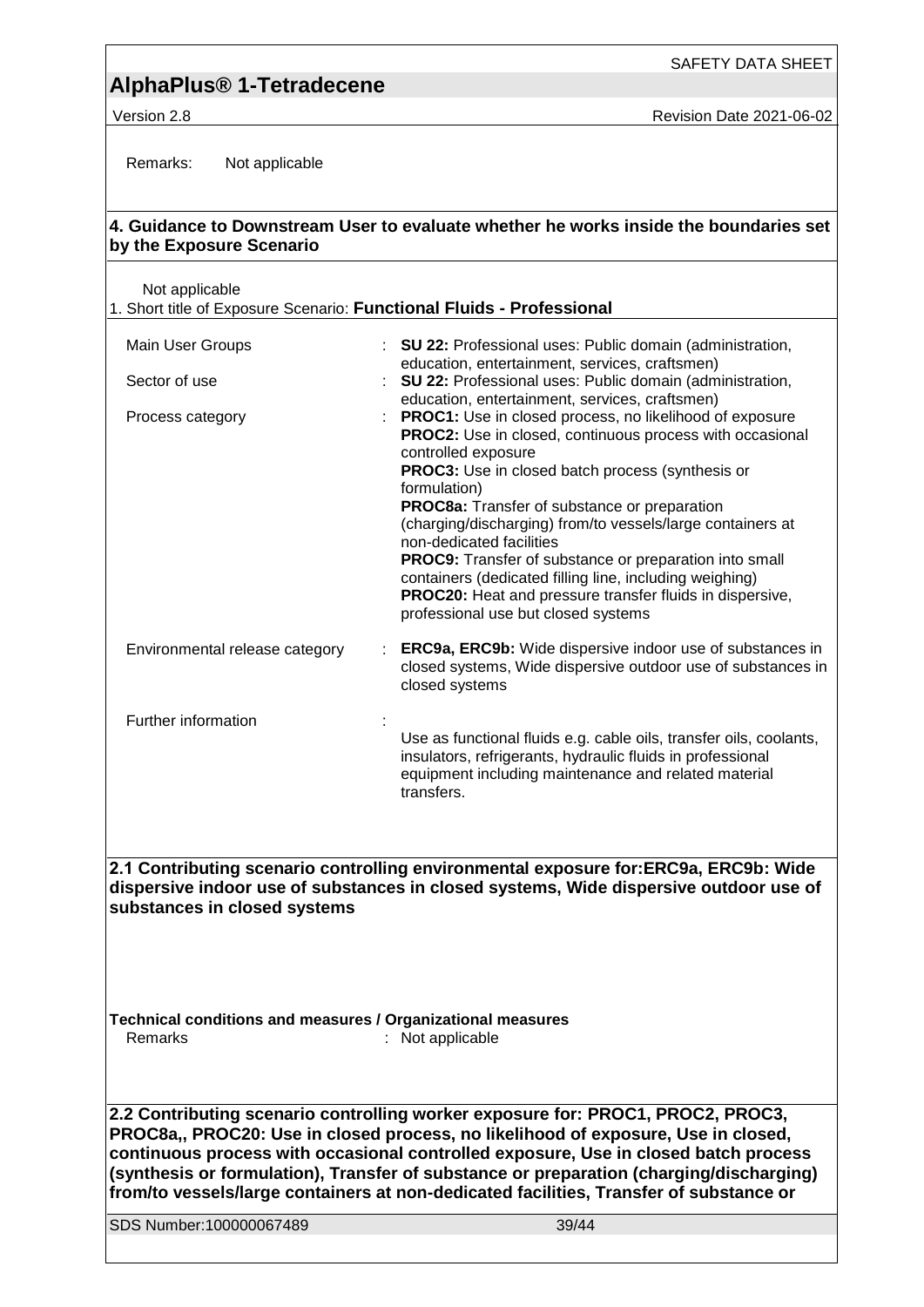Remarks: Not applicable

## 4. Guidance to Downstream User to evaluate whether he works inside the boundaries set by the Exposure Scenario

Not applicable

1. Short title of Exposure Scenario: **Functional Fluids - Professional**

| | |
|---|---|
| Main User Groups | : **SU 22:** Professional uses: Public domain (administration, education, entertainment, services, craftsmen) |
| Sector of use | : **SU 22:** Professional uses: Public domain (administration, education, entertainment, services, craftsmen) |
| Process category | : **PROC1:** Use in closed process, no likelihood of exposure<br>**PROC2:** Use in closed, continuous process with occasional controlled exposure<br>**PROC3:** Use in closed batch process (synthesis or formulation)<br>**PROC8a:** Transfer of substance or preparation (charging/discharging) from/to vessels/large containers at non-dedicated facilities<br>**PROC9:** Transfer of substance or preparation into small containers (dedicated filling line, including weighing)<br>**PROC20:** Heat and pressure transfer fluids in dispersive, professional use but closed systems |
| Environmental release category | : **ERC9a, ERC9b:** Wide dispersive indoor use of substances in closed systems, Wide dispersive outdoor use of substances in closed systems |
| Further information | : Use as functional fluids e.g. cable oils, transfer oils, coolants, insulators, refrigerants, hydraulic fluids in professional equipment including maintenance and related material transfers. |

## 2.1 Contributing scenario controlling environmental exposure for:ERC9a, ERC9b: Wide dispersive indoor use of substances in closed systems, Wide dispersive outdoor use of substances in closed systems

**Technical conditions and measures / Organizational measures**

Remarks : Not applicable

## 2.2 Contributing scenario controlling worker exposure for: PROC1, PROC2, PROC3, PROC8a,, PROC20: Use in closed process, no likelihood of exposure, Use in closed, continuous process with occasional controlled exposure, Use in closed batch process (synthesis or formulation), Transfer of substance or preparation (charging/discharging) from/to vessels/large containers at non-dedicated facilities, Transfer of substance or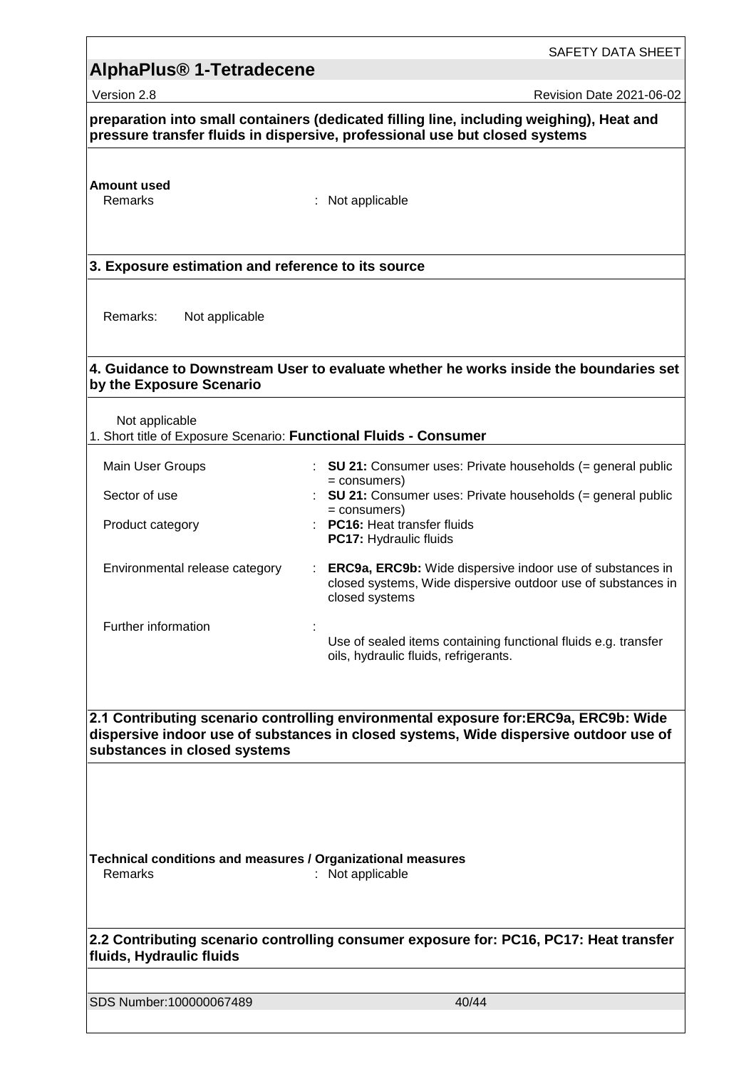**preparation into small containers (dedicated filling line, including weighing), Heat and pressure transfer fluids in dispersive, professional use but closed systems**

**Amount used**

Remarks : Not applicable

**3. Exposure estimation and reference to its source**

Remarks: Not applicable

**4. Guidance to Downstream User to evaluate whether he works inside the boundaries set by the Exposure Scenario**

Not applicable

1. Short title of Exposure Scenario: **Functional Fluids - Consumer**

| | |
|---|---|
| Main User Groups | : **SU 21:** Consumer uses: Private households (= general public = consumers) |
| Sector of use | : **SU 21:** Consumer uses: Private households (= general public = consumers) |
| Product category | : **PC16:** Heat transfer fluids<br>**PC17:** Hydraulic fluids |
| Environmental release category | : **ERC9a, ERC9b:** Wide dispersive indoor use of substances in closed systems, Wide dispersive outdoor use of substances in closed systems |
| Further information | : Use of sealed items containing functional fluids e.g. transfer oils, hydraulic fluids, refrigerants. |

**2.1 Contributing scenario controlling environmental exposure for:ERC9a, ERC9b: Wide dispersive indoor use of substances in closed systems, Wide dispersive outdoor use of substances in closed systems**

**Technical conditions and measures / Organizational measures**

Remarks : Not applicable

**2.2 Contributing scenario controlling consumer exposure for: PC16, PC17: Heat transfer fluids, Hydraulic fluids**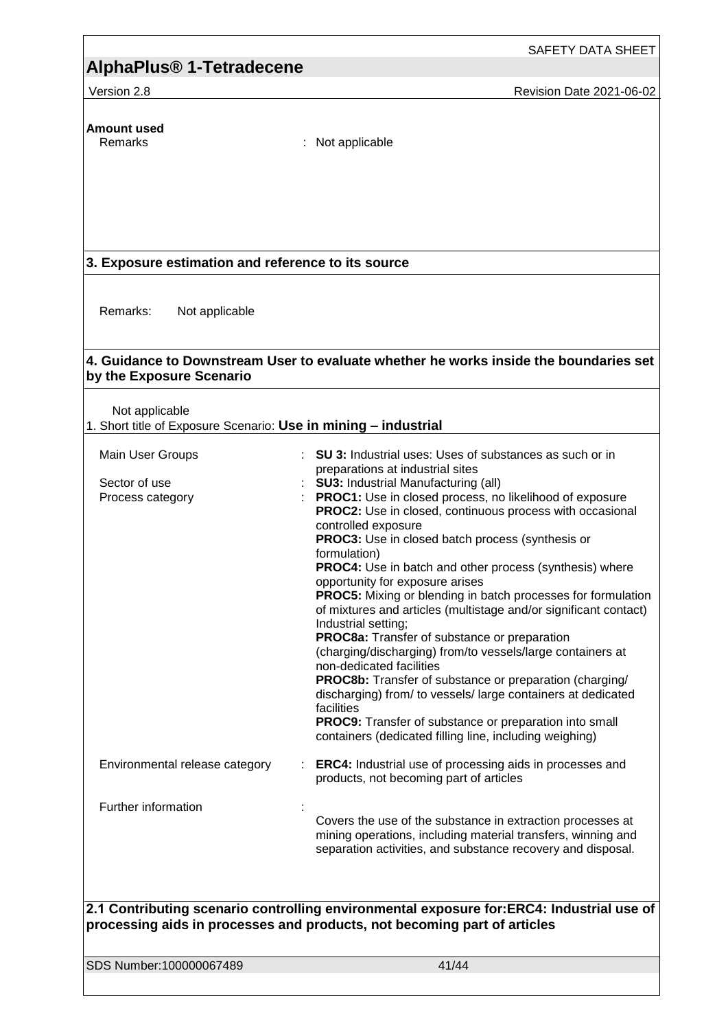**Amount used**

| | | |
|---|---|---|
| Remarks | : | Not applicable |

## 3. Exposure estimation and reference to its source

Remarks: Not applicable

## 4. Guidance to Downstream User to evaluate whether he works inside the boundaries set by the Exposure Scenario

Not applicable

1. Short title of Exposure Scenario: **Use in mining – industrial**

| | | |
|---|---|---|
| Main User Groups | : | **SU 3:** Industrial uses: Uses of substances as such or in preparations at industrial sites |
| Sector of use | : | **SU3:** Industrial Manufacturing (all) |
| Process category | : | **PROC1:** Use in closed process, no likelihood of exposure<br>**PROC2:** Use in closed, continuous process with occasional controlled exposure<br>**PROC3:** Use in closed batch process (synthesis or formulation)<br>**PROC4:** Use in batch and other process (synthesis) where opportunity for exposure arises<br>**PROC5:** Mixing or blending in batch processes for formulation of mixtures and articles (multistage and/or significant contact) Industrial setting;<br>**PROC8a:** Transfer of substance or preparation (charging/discharging) from/to vessels/large containers at non-dedicated facilities<br>**PROC8b:** Transfer of substance or preparation (charging/ discharging) from/ to vessels/ large containers at dedicated facilities<br>**PROC9:** Transfer of substance or preparation into small containers (dedicated filling line, including weighing) |
| Environmental release category | : | **ERC4:** Industrial use of processing aids in processes and products, not becoming part of articles |
| Further information | : | Covers the use of the substance in extraction processes at mining operations, including material transfers, winning and separation activities, and substance recovery and disposal. |

## 2.1 Contributing scenario controlling environmental exposure for:ERC4: Industrial use of processing aids in processes and products, not becoming part of articles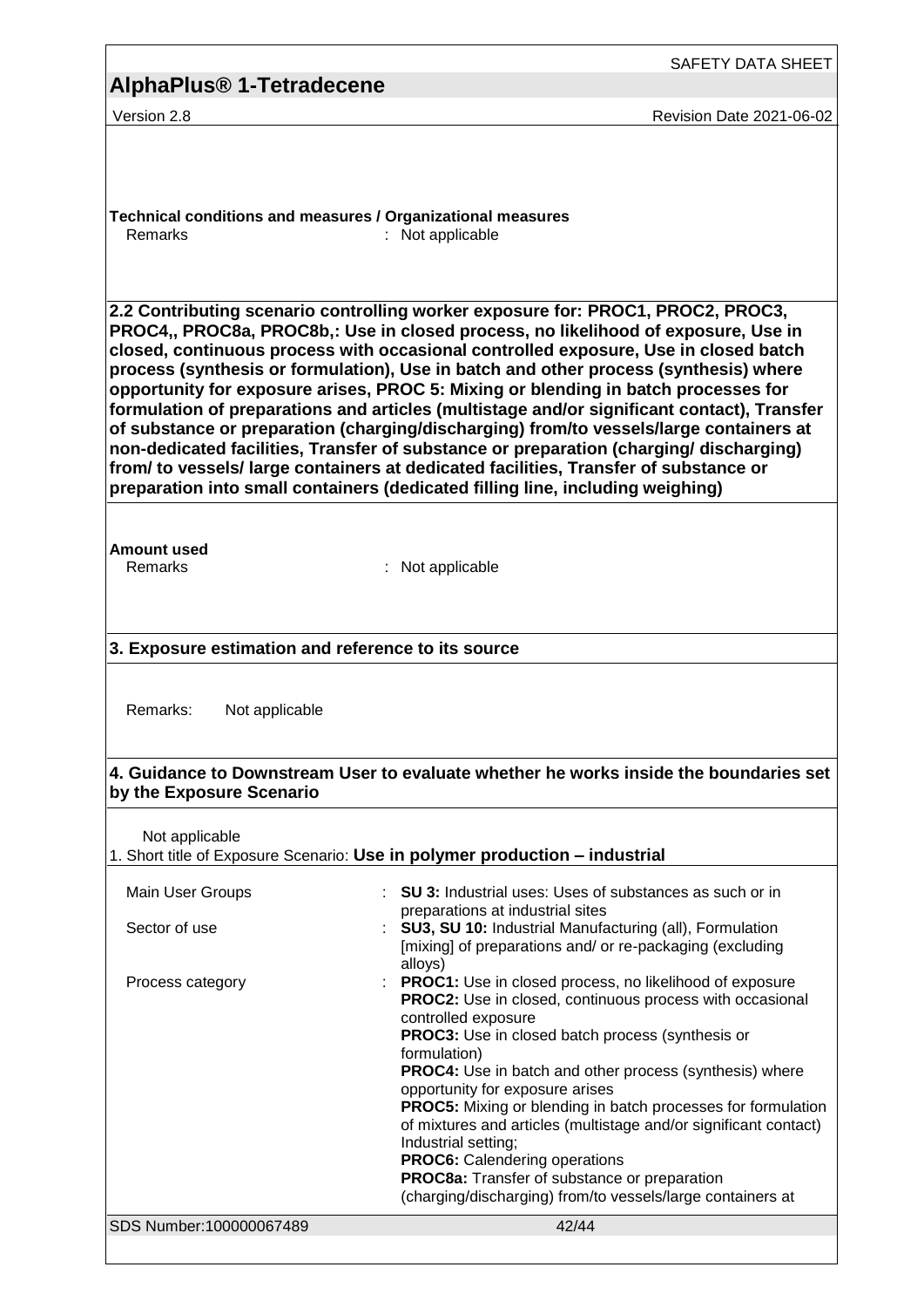**Technical conditions and measures / Organizational measures**

Remarks : Not applicable

**2.2 Contributing scenario controlling worker exposure for: PROC1, PROC2, PROC3, PROC4,, PROC8a, PROC8b,: Use in closed process, no likelihood of exposure, Use in closed, continuous process with occasional controlled exposure, Use in closed batch process (synthesis or formulation), Use in batch and other process (synthesis) where opportunity for exposure arises, PROC 5: Mixing or blending in batch processes for formulation of preparations and articles (multistage and/or significant contact), Transfer of substance or preparation (charging/discharging) from/to vessels/large containers at non-dedicated facilities, Transfer of substance or preparation (charging/ discharging) from/ to vessels/ large containers at dedicated facilities, Transfer of substance or preparation into small containers (dedicated filling line, including weighing)**

**Amount used**

Remarks : Not applicable

**3. Exposure estimation and reference to its source**

Remarks: Not applicable

**4. Guidance to Downstream User to evaluate whether he works inside the boundaries set by the Exposure Scenario**

Not applicable

1. Short title of Exposure Scenario: **Use in polymer production – industrial**

Main User Groups : **SU 3:** Industrial uses: Uses of substances as such or in preparations at industrial sites

Sector of use : **SU3, SU 10:** Industrial Manufacturing (all), Formulation [mixing] of preparations and/ or re-packaging (excluding alloys)

Process category :
**PROC1:** Use in closed process, no likelihood of exposure
**PROC2:** Use in closed, continuous process with occasional controlled exposure
**PROC3:** Use in closed batch process (synthesis or formulation)
**PROC4:** Use in batch and other process (synthesis) where opportunity for exposure arises
**PROC5:** Mixing or blending in batch processes for formulation of mixtures and articles (multistage and/or significant contact) Industrial setting;
**PROC6:** Calendering operations
**PROC8a:** Transfer of substance or preparation (charging/discharging) from/to vessels/large containers at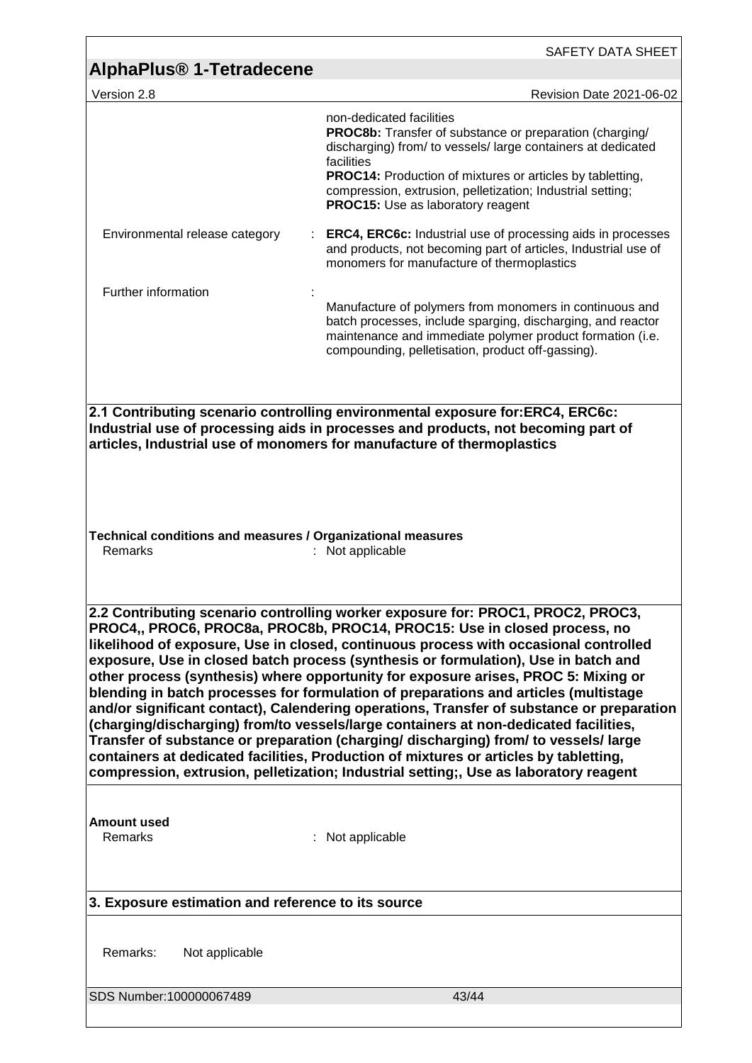non-dedicated facilities
**PROC8b:** Transfer of substance or preparation (charging/ discharging) from/ to vessels/ large containers at dedicated facilities
**PROC14:** Production of mixtures or articles by tabletting, compression, extrusion, pelletization; Industrial setting;
**PROC15:** Use as laboratory reagent

| | | |
|---|---|---|
| Environmental release category | : | **ERC4, ERC6c:** Industrial use of processing aids in processes and products, not becoming part of articles, Industrial use of monomers for manufacture of thermoplastics |
| Further information | : | Manufacture of polymers from monomers in continuous and batch processes, include sparging, discharging, and reactor maintenance and immediate polymer product formation (i.e. compounding, pelletisation, product off-gassing). |

**2.1 Contributing scenario controlling environmental exposure for:ERC4, ERC6c: Industrial use of processing aids in processes and products, not becoming part of articles, Industrial use of monomers for manufacture of thermoplastics**

**Technical conditions and measures / Organizational measures**

Remarks : Not applicable

**2.2 Contributing scenario controlling worker exposure for: PROC1, PROC2, PROC3, PROC4,, PROC6, PROC8a, PROC8b, PROC14, PROC15: Use in closed process, no likelihood of exposure, Use in closed, continuous process with occasional controlled exposure, Use in closed batch process (synthesis or formulation), Use in batch and other process (synthesis) where opportunity for exposure arises, PROC 5: Mixing or blending in batch processes for formulation of preparations and articles (multistage and/or significant contact), Calendering operations, Transfer of substance or preparation (charging/discharging) from/to vessels/large containers at non-dedicated facilities, Transfer of substance or preparation (charging/ discharging) from/ to vessels/ large containers at dedicated facilities, Production of mixtures or articles by tabletting, compression, extrusion, pelletization; Industrial setting;, Use as laboratory reagent**

**Amount used**

Remarks : Not applicable

**3. Exposure estimation and reference to its source**

Remarks: Not applicable

SDS Number:100000067489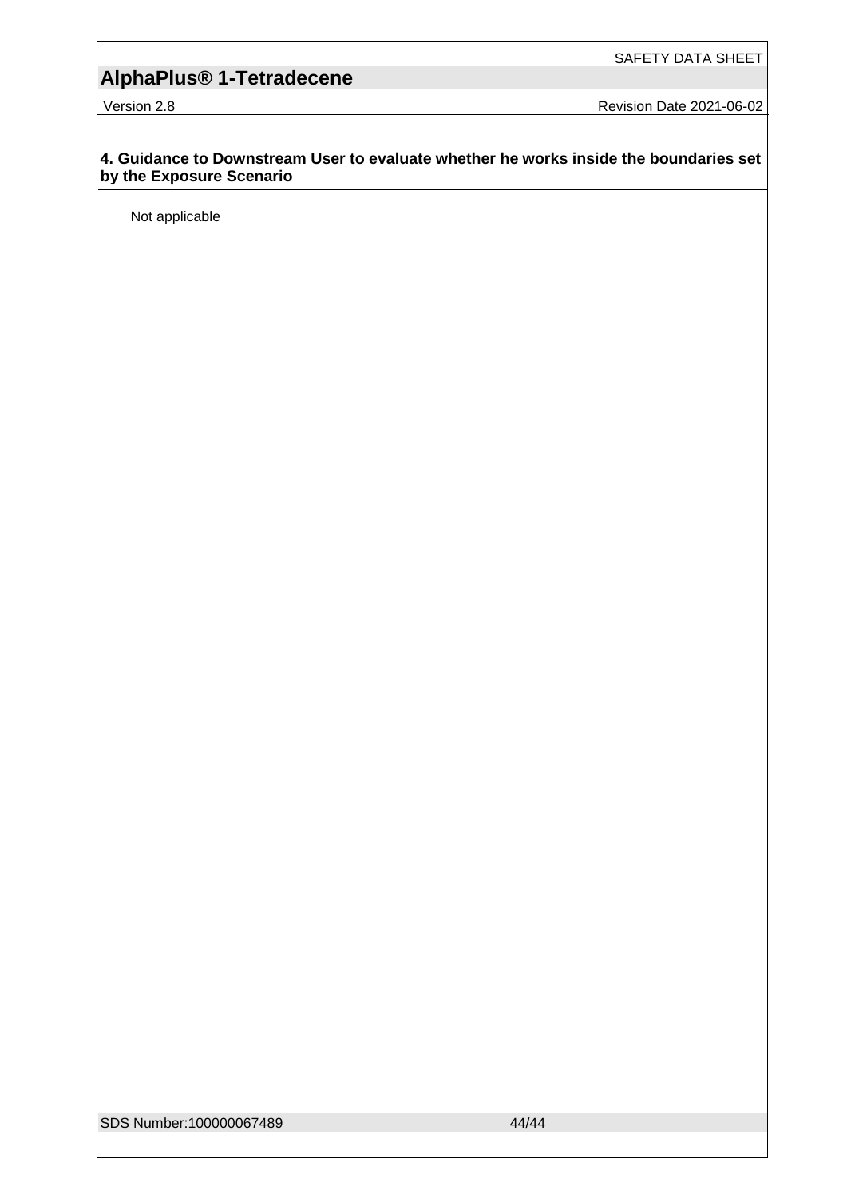**4. Guidance to Downstream User to evaluate whether he works inside the boundaries set by the Exposure Scenario**

Not applicable